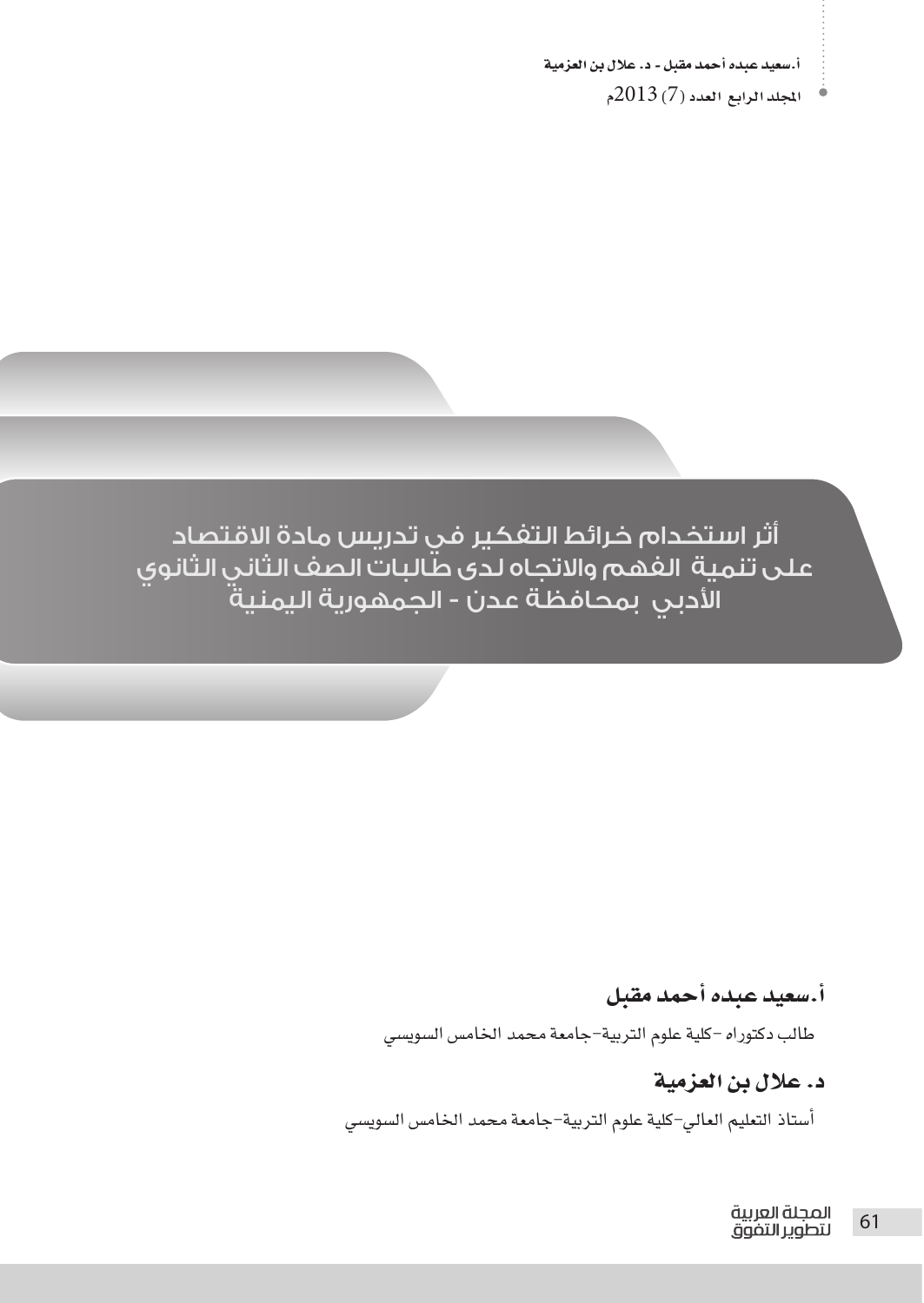# أثر استخدام خرائط التفكير في تدريس مادة الاقتصاد على تنمية الفهم والاتجاه لدى طالبات الصف الثاني الثانوي الأدبي بمحافظة عدن - الجمهورية اليمنية

### أ.سعيد عبده أحمد مقبل

طالب دكتوراه -كلية علوم التربية-جامعة محمد الخامس السويسي

### د. علال بن العزمية

أستاذ التعليم العالي-كلية علوم التربية-جامعة محمد الخامس السويسي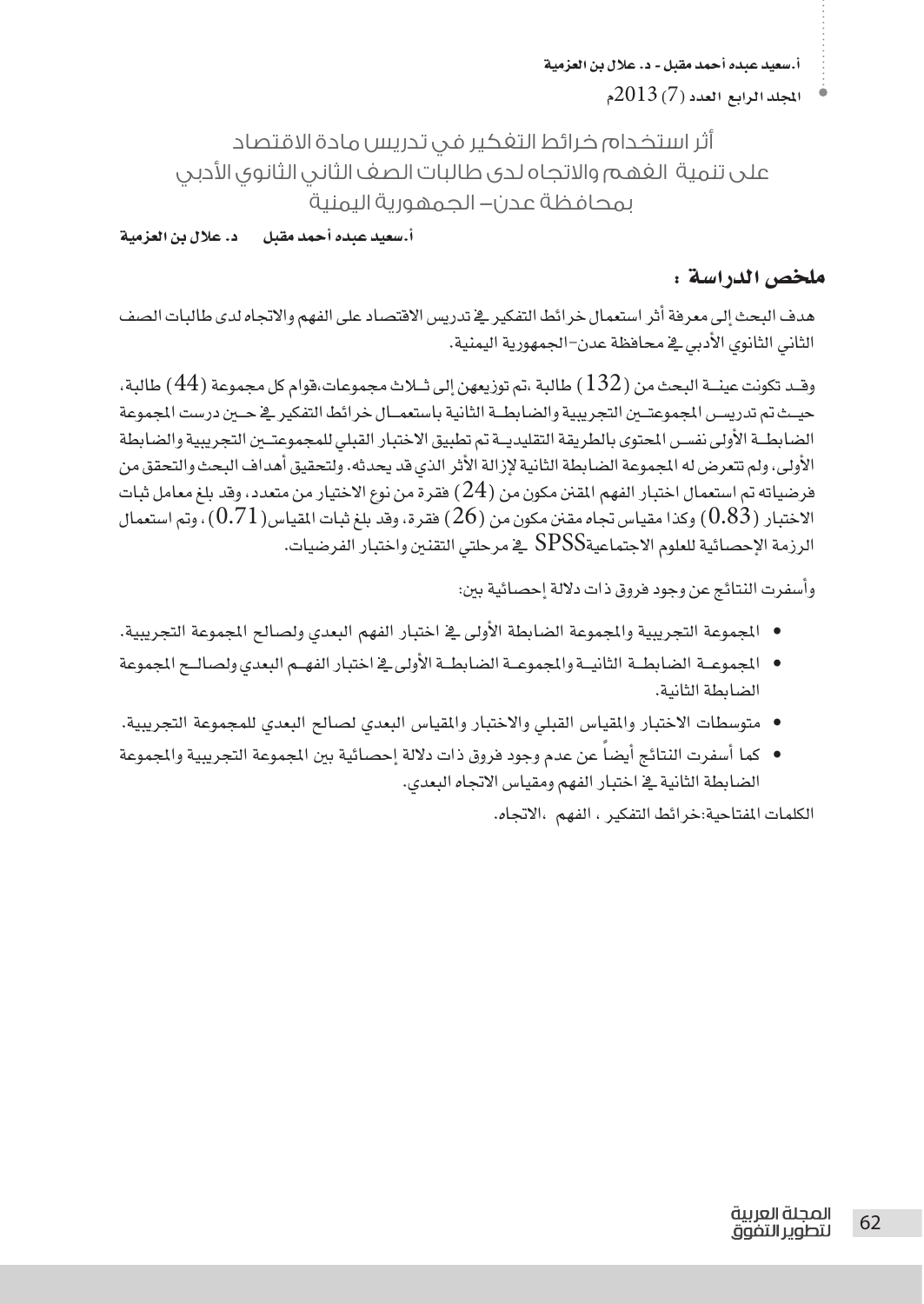# أثر استخدام خرائط التفكير في تدريس مادة الاقتصاد على تنمية الفهم والاتجاه لدى طالبات الصف الثاني الثانوي الأدبي بمحافظة عدن– الجمهورية اليمنية

**أ.سعيد عبده أحمد مقبل &nbsp;&nbsp;&nbsp; د. علال بن العزمية**

## ملخص الدراسة :

هدف البحث إلى معرفة أثر استعمال خرائط التفكير في تدريس الاقتصاد على الفهم والاتجاه لدى طالبات الصف الثاني الثانوي الأدبي في محافظة عدن–الجمهورية اليمنية.

وقد تكونت عينة البحث من (132) طالبة ،تم توزيعهن إلى ثلاث مجموعات،قوام كل مجموعة (44) طالبة، حيث تم تدريس المجموعتين التجريبية والضابطة الثانية باستعمال خرائط التفكير في حين درست المجموعة الضابطة الأولى نفس المحتوى بالطريقة التقليدية تم تطبيق الاختبار القبلي للمجموعتين التجريبية والضابطة الأولى، ولم تتعرض له المجموعة الضابطة الثانية لإزالة الأثر الذي قد يحدثه. ولتحقيق أهداف البحث والتحقق من فرضياته تم استعمال اختبار الفهم المقنن مكون من (24) فقرة من نوع الاختيار من متعدد، وقد بلغ معامل ثبات الاختبار (0.83) وكذا مقياس تجاه مقنن مكون من (26) فقرة، وقد بلغ ثبات المقياس(0.71)، وتم استعمال الرزمة الإحصائية للعلوم الاجتماعيةSPSS في مرحلتي التقنين واختبار الفرضيات.

وأسفرت النتائج عن وجود فروق ذات دلالة إحصائية بين:

- المجموعة التجريبية والمجموعة الضابطة الأولى في اختبار الفهم البعدي ولصالح المجموعة التجريبية.
- المجموعة الضابطة الثانية والمجموعة الضابطة الأولى في اختبار الفهم البعدي ولصالح المجموعة الضابطة الثانية.
- متوسطات الاختبار والمقياس القبلي والاختبار والمقياس البعدي لصالح البعدي للمجموعة التجريبية.
- كما أسفرت النتائج أيضاً عن عدم وجود فروق ذات دلالة إحصائية بين المجموعة التجريبية والمجموعة الضابطة الثانية في اختبار الفهم ومقياس الاتجاه البعدي.

الكلمات المفتاحية:خرائط التفكير ، الفهم ،الاتجاه.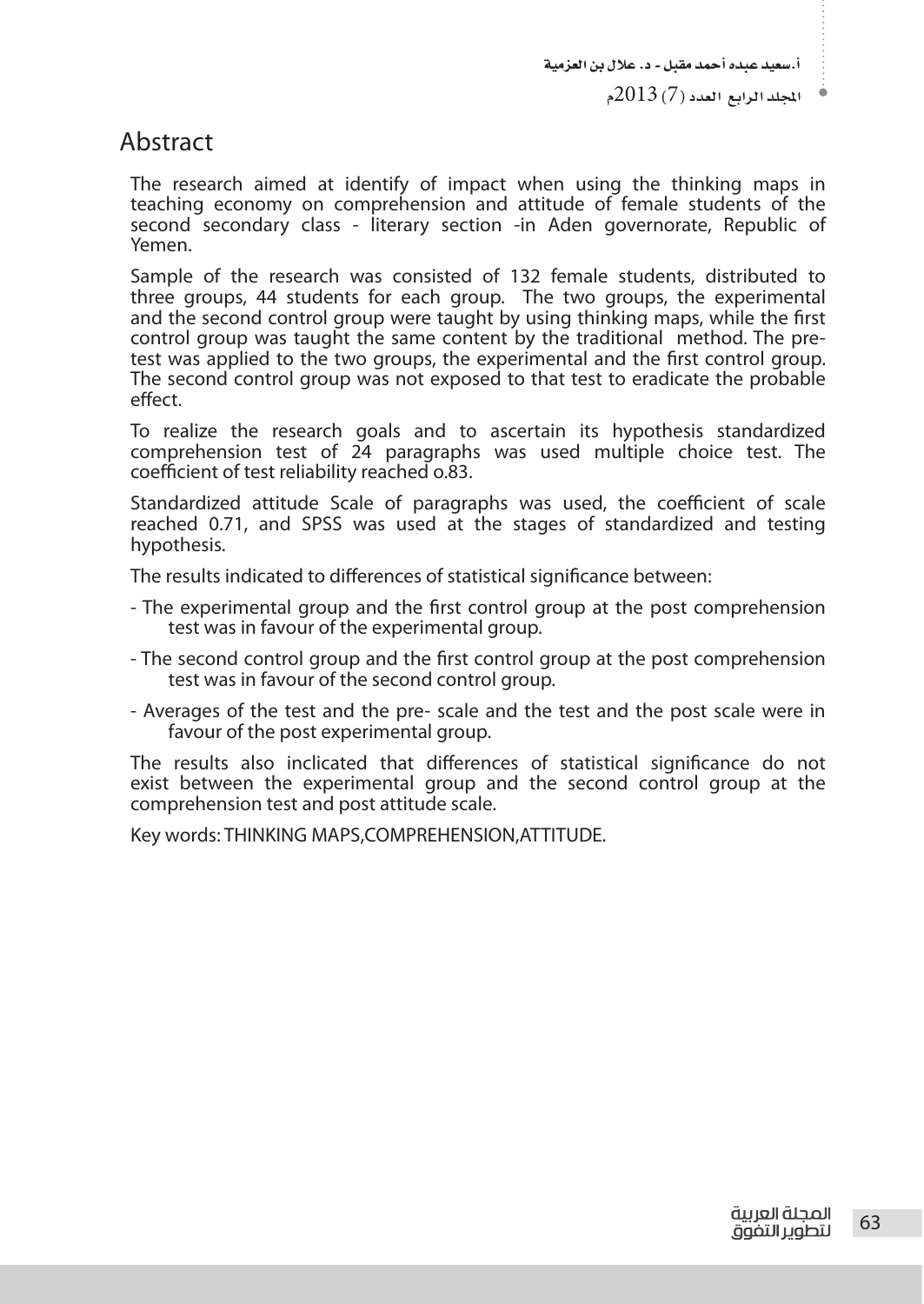# Abstract

The research aimed at identify of impact when using the thinking maps in teaching economy on comprehension and attitude of female students of the second secondary class - literary section -in Aden governorate, Republic of Yemen.

Sample of the research was consisted of 132 female students, distributed to three groups, 44 students for each group. The two groups, the experimental and the second control group were taught by using thinking maps, while the first control group was taught the same content by the traditional method. The pre-test was applied to the two groups, the experimental and the first control group. The second control group was not exposed to that test to eradicate the probable effect.

To realize the research goals and to ascertain its hypothesis standardized comprehension test of 24 paragraphs was used multiple choice test. The coefficient of test reliability reached o.83.

Standardized attitude Scale of paragraphs was used, the coefficient of scale reached 0.71, and SPSS was used at the stages of standardized and testing hypothesis.

The results indicated to differences of statistical significance between:

- The experimental group and the first control group at the post comprehension test was in favour of the experimental group.
- The second control group and the first control group at the post comprehension test was in favour of the second control group.
- Averages of the test and the pre- scale and the test and the post scale were in favour of the post experimental group.

The results also inclicated that differences of statistical significance do not exist between the experimental group and the second control group at the comprehension test and post attitude scale.

Key words: THINKING MAPS,COMPREHENSION,ATTITUDE.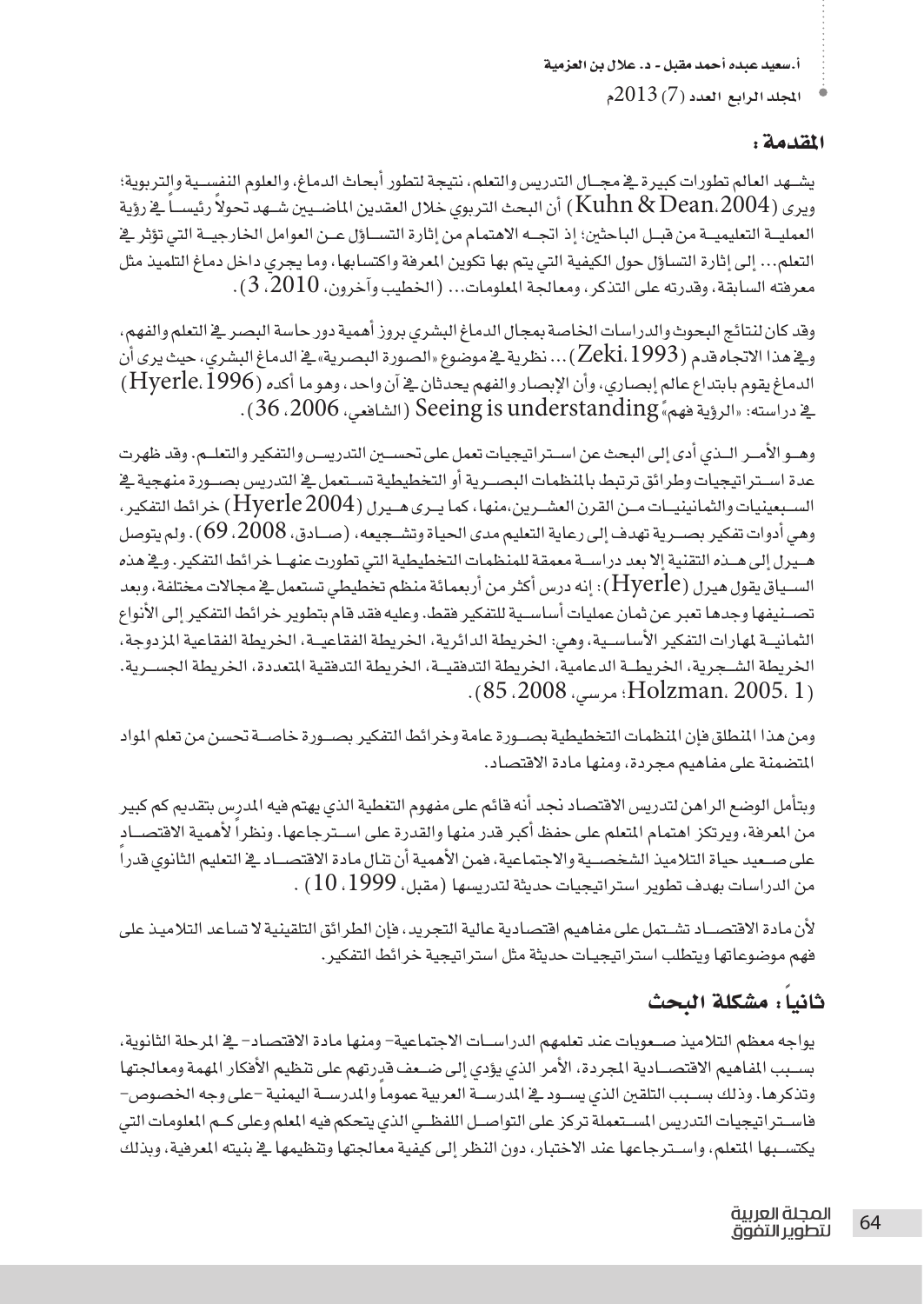## المقدمة:

يشــهد العالم تطورات كبيرة في مجــال التدريس والتعلم، نتيجة لتطور أبحاث الدماغ، والعلوم النفســية والتربوية؛ ويرى (Kuhn & Dean،2004) أن البحث التربوي خلال العقدين الماضــيين شــهد تحولاً رئيســاً في رؤية العمليــة التعليميــة من قبــل الباحثين؛ إذ اتجــه الاهتمام من إثارة التســاؤل عــن العوامل الخارجيــة التي تؤثر في التعلم... إلى إثارة التساؤل حول الكيفية التي يتم بها تكوين المعرفة واكتسابها، وما يجري داخل دماغ التلميذ مثل معرفته السابقة، وقدرته على التذكر، ومعالجة المعلومات... (الخطيب وآخرون، 2010، 3).

وقد كان لنتائج البحوث والدراسات الخاصة بمجال الدماغ البشري بروز أهمية دور حاسة البصر في التعلم والفهم، وفي هذا الاتجاه قدم (Zeki،1993)... نظرية في موضوع «الصورة البصرية» في الدماغ البشري، حيث يرى أن الدماغ يقوم بابتداع عالم إبصاري، وأن الإبصار والفهم يحدثان في آن واحد، وهو ما أكده (Hyerle،1996) في دراسته: «الرؤية فهماً» Seeing is understanding (الشافعي، 2006، 36).

وهــو الأمــر الــذي أدى إلى البحث عن اســتراتيجيات تعمل على تحســين التدريــس والتفكير والتعلــم. وقد ظهرت عدة اســتراتيجيات وطرائق ترتبط بالمنظمات البصــرية أو التخطيطية تســتعمل في التدريس بصــورة منهجية في الســبعينيات والثمانينيــات مــن القرن العشــرين،منها، كما يــرى هــيرل (Hyerle 2004) خرائط التفكير، وهي أدوات تفكير بصــرية تهدف إلى رعاية التعليم مدى الحياة وتشــجيعه، (صــادق، 2008، 69). ولم يتوصل هــيرل إلى هــذه التقنية إلا بعد دراســة معمقة للمنظمات التخطيطية التي تطورت عنهــا خرائط التفكير. وفي هذه الســياق يقول هيرل (Hyerle): إنه درس أكثر من أربعمائة منظم تخطيطي تستعمل في مجالات مختلفة، وبعد تصــنيفها وجدها تعبر عن ثمان عمليات أساســية للتفكير فقط. وعليه فقد قام بتطوير خرائط التفكير إلى الأنواع الثمانيــة لمهارات التفكير الأساســية، وهي: الخريطة الدائرية، الخريطة الفقاعيــة، الخريطة الفقاعية المزدوجة، الخريطــة الشــجرية، الخريطــة الدعامية، الخريطة التدفقيــة، الخريطة التدفقية المتعددة، الخريطة الجســرية. (Holzman، 2005، 1؛ مرسي، 2008، 85).

ومن هذا المنطلق فإن المنظمات التخطيطية بصــورة عامة وخرائط التفكير بصــورة خاصــة تحسن من تعلم المواد المتضمنة على مفاهيم مجردة، ومنها مادة الاقتصاد.

وبتأمل الوضع الراهن لتدريس الاقتصاد نجد أنه قائم على مفهوم التغطية الذي يهتم فيه المدرس بتقديم كم كبير من المعرفة، ويرتكز اهتمام المتعلم على حفظ أكبر قدر منها والقدرة على اســترجاعها. ونظراً لأهمية الاقتصــاد على صــعيد حياة التلاميذ الشخصــية والاجتماعية، فمن الأهمية أن تنال مادة الاقتصــاد في التعليم الثانوي قدراً من الدراسات بهدف تطوير استراتيجيات حديثة لتدريسها (مقبل، 1999، 10).

لأن مادة الاقتصــاد تشــتمل على مفاهيم اقتصادية عالية التجريد، فإن الطرائق التلقينية لا تساعد التلاميذ على فهم موضوعاتها ويتطلب استراتيجيات حديثة مثل استراتيجية خرائط التفكير.

## ثانياً: مشكلة البحث

يواجه معظم التلاميذ صــعوبات عند تعلمهم الدراســات الاجتماعية- ومنها مادة الاقتصاد- في المرحلة الثانوية، بســبب المفاهيم الاقتصــادية المجردة، الأمر الذي يؤدي إلى ضــعف قدرتهم على تنظيم الأفكار المهمة ومعالجتها وتذكرها. وذلك بســبب التلقين الذي يســود في المدرســة العربية عموماً والمدرســة اليمنية -على وجه الخصوص- فاســتراتيجيات التدريس المســتعملة تركز على التواصــل اللفظــي الذي يتحكم فيه المعلم وعلى كــم المعلومات التي يكتســبها المتعلم، واســترجاعها عند الاختبار، دون النظر إلى كيفية معالجتها وتنظيمها في بنيته المعرفية، وبذلك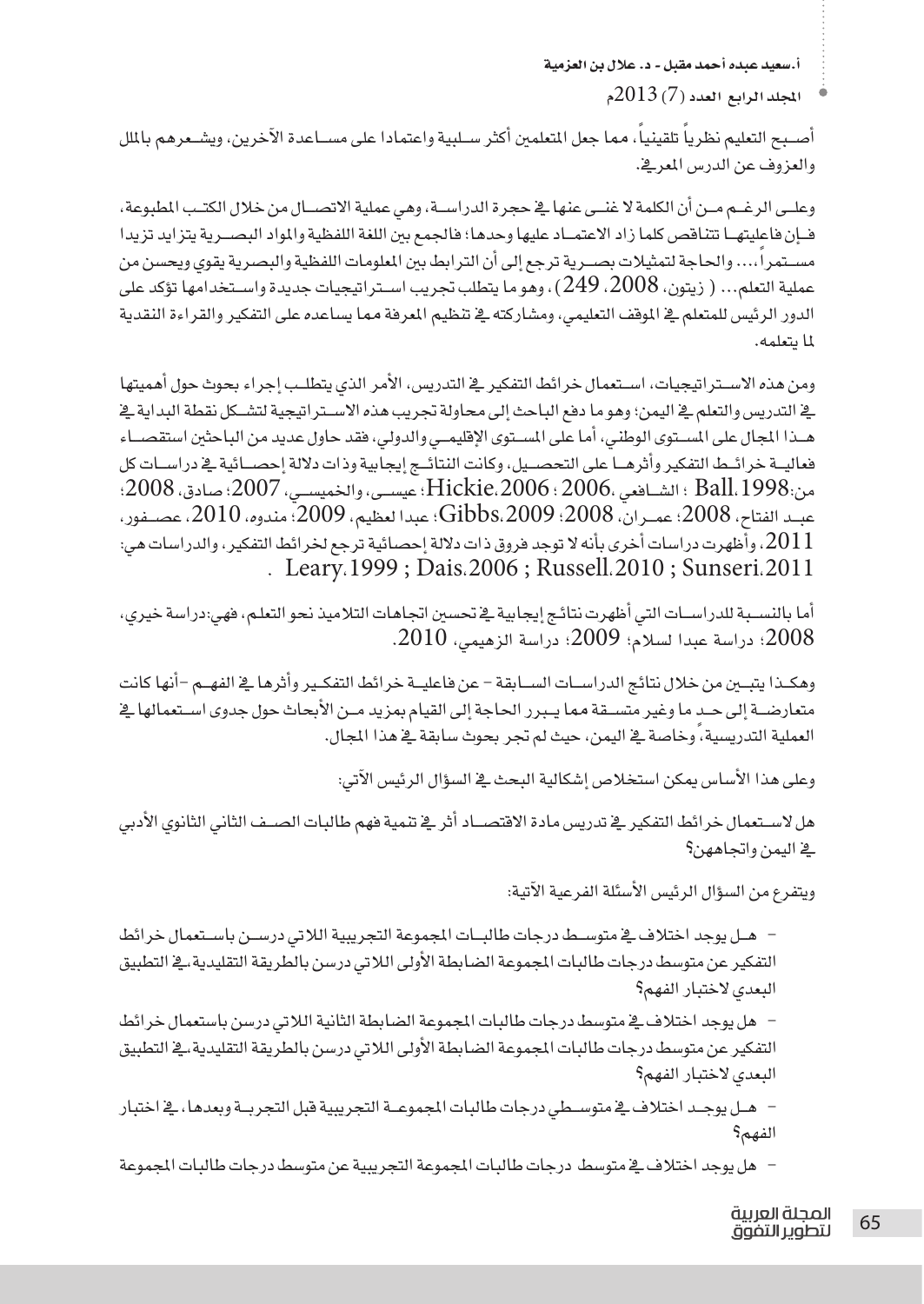أصبح التعليم نظرياً تلقينياً، مما جعل المتعلمين أكثر سلبية واعتمادا على مساعدة الآخرين، ويشعرهم بالملل والعزوف عن الدرس المعرفي.

وعلى الرغم من أن الكلمة لا غنى عنها في حجرة الدراسة، وهي عملية الاتصال من خلال الكتب المطبوعة، فإن فاعليتها تتناقص كلما زاد الاعتماد عليها وحدها؛ فالجمع بين اللغة اللفظية والمواد البصرية يتزايد تزيدا مستمراً،... والحاجة لتمثيلات بصرية ترجع إلى أن الترابط بين المعلومات اللفظية والبصرية يقوي ويحسن من عملية التعلم... ( زيتون، 2008، 249)، وهو ما يتطلب تجريب استراتيجيات جديدة واستخدامها تؤكد على الدور الرئيس للمتعلم في الموقف التعليمي، ومشاركته في تنظيم المعرفة مما يساعده على التفكير والقراءة النقدية لما يتعلمه.

ومن هذه الاستراتيجيات، استعمال خرائط التفكير في التدريس، الأمر الذي يتطلب إجراء بحوث حول أهميتها في التدريس والتعلم في اليمن؛ وهو ما دفع الباحث إلى محاولة تجريب هذه الاستراتيجية لتشكل نقطة البداية في هذا المجال على المستوى الوطني، أما على المستوى الإقليمي والدولي، فقد حاول عديد من الباحثين استقصاء فعالية خرائط التفكير وأثرها على التحصيل، وكانت النتائج إيجابية وذات دلالة إحصائية في دراسات كل من: Ball،1998 ؛ الشافعي، 2006؛ Hickie،2006؛ عيسى، والخميسي، 2007؛ صادق، 2008؛ عبد الفتاح، 2008؛ عمران، 2008؛ Gibbs،2009؛ عبدا لعظيم، 2009؛ مندوه، 2010، عصفور، 2011، وأظهرت دراسات أخرى بأنه لا توجد فروق ذات دلالة إحصائية ترجع لخرائط التفكير، والدراسات هي: Leary،1999 ; Dais،2006 ; Russell،2010 ; Sunseri،2011 .

أما بالنسبة للدراسات التي أظهرت نتائج إيجابية في تحسين اتجاهات التلاميذ نحو التعلم، فهي:دراسة خيري، 2008؛ دراسة عبدا لسلام؛ 2009؛ دراسة الزهيمي، 2010.

وهكذا يتبين من خلال نتائج الدراسات السابقة – عن فاعلية خرائط التفكير وأثرها في الفهم –أنها كانت متعارضة إلى حد ما وغير متسقة مما يبرر الحاجة إلى القيام بمزيد من الأبحاث حول جدوى استعمالها في العملية التدريسية، وخاصة في اليمن، حيث لم تجر بحوث سابقة في هذا المجال.

وعلى هذا الأساس يمكن استخلاص إشكالية البحث في السؤال الرئيس الآتي:

هل لاستعمال خرائط التفكير في تدريس مادة الاقتصاد أثر في تنمية فهم طالبات الصف الثاني الثانوي الأدبي في اليمن واتجاهن؟

ويتفرع من السؤال الرئيس الأسئلة الفرعية الآتية:

- هل يوجد اختلاف في متوسط درجات طالبات المجموعة التجريبية اللاتي درسن باستعمال خرائط التفكير عن متوسط درجات طالبات المجموعة الضابطة الأولى اللاتي درسن بالطريقة التقليدية،في التطبيق البعدي لاختبار الفهم؟
- هل يوجد اختلاف في متوسط درجات طالبات المجموعة الضابطة الثانية اللاتي درسن باستعمال خرائط التفكير عن متوسط درجات طالبات المجموعة الضابطة الأولى اللاتي درسن بالطريقة التقليدية،في التطبيق البعدي لاختبار الفهم؟
- هل يوجد اختلاف في متوسطي درجات طالبات المجموعة التجريبية قبل التجربة وبعدها، في اختبار الفهم؟
- هل يوجد اختلاف في متوسط درجات طالبات المجموعة التجريبية عن متوسط درجات طالبات المجموعة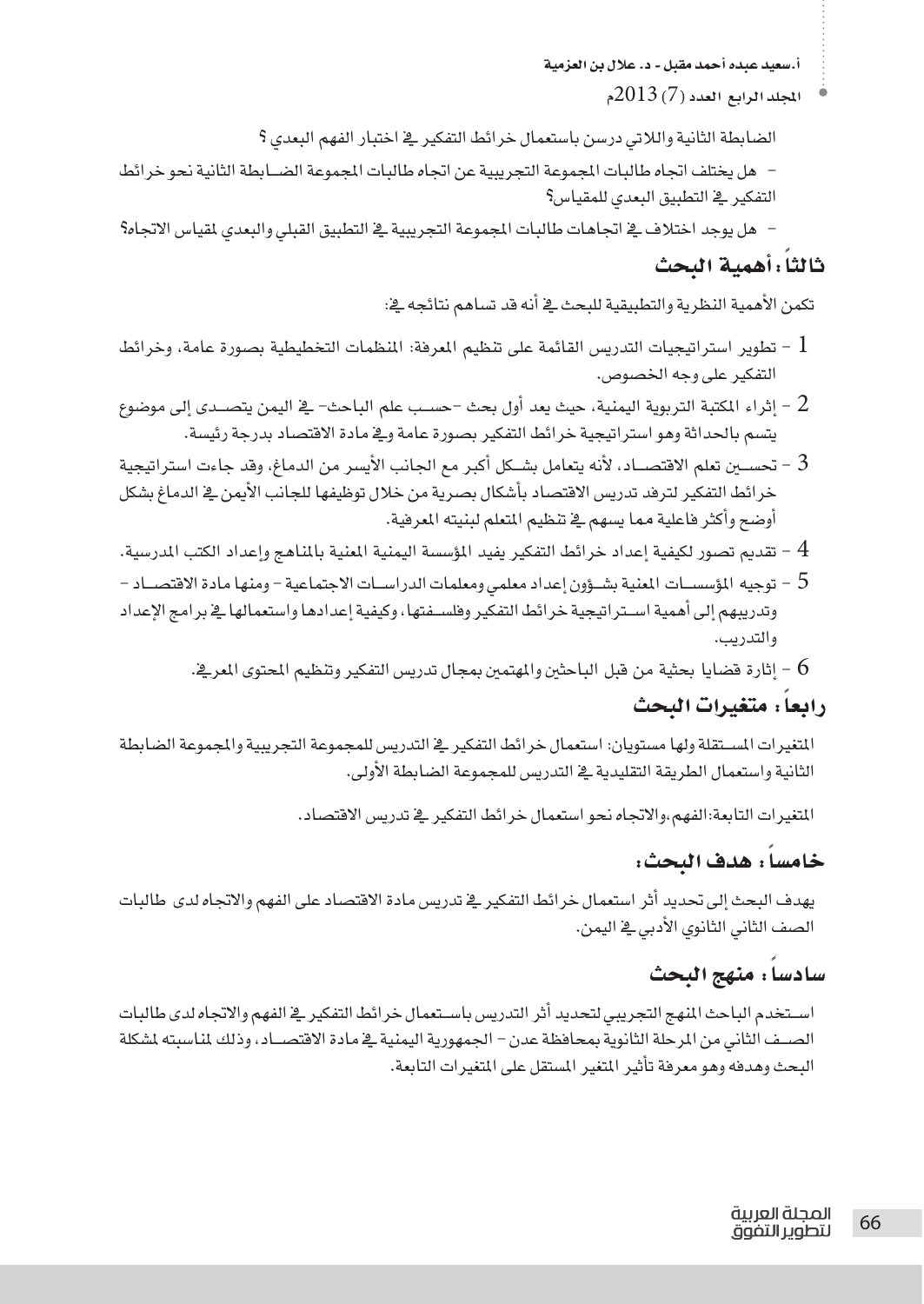الضابطة الثانية واللاتي درسن باستعمال خرائط التفكير في اختبار الفهم البعدي ؟

- هل يختلف اتجاه طالبات المجموعة التجريبية عن اتجاه طالبات المجموعة الضـابطة الثانية نحو خرائط التفكير في التطبيق البعدي للمقياس؟
- هل يوجد اختلاف في اتجاهات طالبات المجموعة التجريبية في التطبيق القبلي والبعدي لمقياس الاتجاه؟

## ثالثاً: أهمية البحث

تكمن الأهمية النظرية والتطبيقية للبحث في أنه قد تساهم نتائجه في:

1 - تطوير استراتيجيات التدريس القائمة على تنظيم المعرفة: المنظمات التخطيطية بصورة عامة، وخرائط التفكير على وجه الخصوص.

2 - إثراء المكتبة التربوية اليمنية، حيث يعد أول بحث –حسب علم الباحث– في اليمن يتصـدى إلى موضوع يتسم بالحداثة وهو استراتيجية خرائط التفكير بصورة عامة وفي مادة الاقتصاد بدرجة رئيسة.

3 - تحسـين تعلم الاقتصـاد، لأنه يتعامل بشـكل أكبر مع الجانب الأيسر من الدماغ، وقد جاءت استراتيجية خرائط التفكير لترفد تدريس الاقتصاد بأشكال بصرية من خلال توظيفها للجانب الأيمن في الدماغ بشكل أوضح وأكثر فاعلية مما يسهم في تنظيم المتعلم لبنيته المعرفية.

4 - تقديم تصور لكيفية إعداد خرائط التفكير يفيد المؤسسة اليمنية المعنية بالمناهج وإعداد الكتب المدرسية.

5 - توجيه المؤسسـات المعنية بشـؤون إعداد معلمي ومعلمات الدراسـات الاجتماعية – ومنها مادة الاقتصـاد – وتدريبهم إلى أهمية اسـتراتيجية خرائط التفكير وفلسـفتها، وكيفية إعدادها واستعمالها في برامج الإعداد والتدريب.

6 - إثارة قضايا بحثية من قبل الباحثين والمهتمين بمجال تدريس التفكير وتنظيم المحتوى المعرفي.

## رابعاً: متغيرات البحث

المتغيرات المسـتقلة ولها مستويان: استعمال خرائط التفكير في التدريس للمجموعة التجريبية والمجموعة الضابطة الثانية واستعمال الطريقة التقليدية في التدريس للمجموعة الضابطة الأولى.

المتغيرات التابعة: الفهم، والاتجاه نحو استعمال خرائط التفكير في تدريس الاقتصاد.

## خامساً: هدف البحث:

يهدف البحث إلى تحديد أثر استعمال خرائط التفكير في تدريس مادة الاقتصاد على الفهم والاتجاه لدى طالبات الصف الثاني الثانوي الأدبي في اليمن.

## سادساً: منهج البحث

اسـتخدم الباحث المنهج التجريبي لتحديد أثر التدريس باسـتعمال خرائط التفكير في الفهم والاتجاه لدى طالبات الصـف الثاني من المرحلة الثانوية بمحافظة عدن – الجمهورية اليمنية في مادة الاقتصـاد، وذلك لمناسبته لمشكلة البحث وهدفه وهو معرفة تأثير المتغير المستقل على المتغيرات التابعة.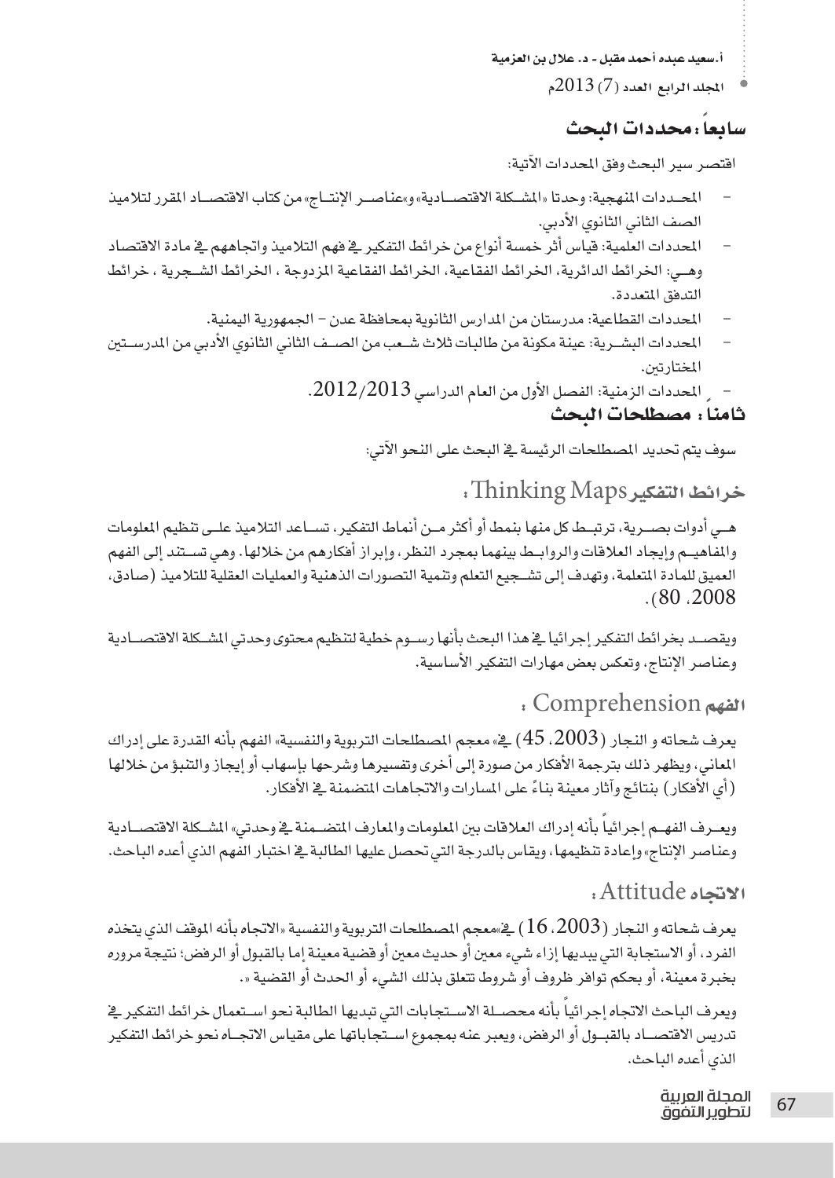## سابعاً: محددات البحث

اقتصر سير البحث وفق المحددات الآتية:

- المحددات المنهجية: وحدتا «المشكلة الاقتصادية» و«عناصر الإنتاج» من كتاب الاقتصاد المقرر لتلاميذ الصف الثاني الثانوي الأدبي.
- المحددات العلمية: قياس أثر خمسة أنواع من خرائط التفكير في فهم التلاميذ واتجاههم في مادة الاقتصاد وهي: الخرائط الدائرية، الخرائط الفقاعية، الخرائط الفقاعية المزدوجة ، الخرائط الشجرية ، خرائط التدفق المتعددة.
- المحددات القطاعية: مدرستان من المدارس الثانوية بمحافظة عدن – الجمهورية اليمنية.
- المحددات البشرية: عينة مكونة من طالبات ثلاث شعب من الصف الثاني الثانوي الأدبي من المدرستين المختارتين.
- المحددات الزمنية: الفصل الأول من العام الدراسي 2012/2013.

## ثامناً: مصطلحات البحث

سوف يتم تحديد المصطلحات الرئيسة في البحث على النحو الآتي:

### خرائط التفكير Thinking Maps :

هي أدوات بصرية، ترتبط كل منها بنمط أو أكثر من أنماط التفكير، تساعد التلاميذ على تنظيم المعلومات والمفاهيم وإيجاد العلاقات والروابط بينهما بمجرد النظر، وإبراز أفكارهم من خلالها. وهي تستند إلى الفهم العميق للمادة المتعلمة، وتهدف إلى تشجيع التعلم وتنمية التصورات الذهنية والعمليات العقلية للتلاميذ (صادق، 2008، 80).

ويقصد بخرائط التفكير إجرائيا في هذا البحث بأنها رسوم خطية لتنظيم محتوى وحدتي المشكلة الاقتصادية وعناصر الإنتاج، وتعكس بعض مهارات التفكير الأساسية.

### الفهم Comprehension :

يعرف شحاته و النجار (2003، 45) في« معجم المصطلحات التربوية والنفسية» الفهم بأنه القدرة على إدراك المعاني، ويظهر ذلك بترجمة الأفكار من صورة إلى أخرى وتفسيرها وشرحها بإسهاب أو إيجاز والتنبؤ من خلالها (أي الأفكار) بنتائج وآثار معينة بناءً على المسارات والاتجاهات المتضمنة في الأفكار.

ويعرف الفهم إجرائياً بأنه إدراك العلاقات بين المعلومات والمعارف المتضمنة في وحدتي« المشكلة الاقتصادية وعناصر الإنتاج» وإعادة تنظيمها، ويقاس بالدرجة التي تحصل عليها الطالبة في اختبار الفهم الذي أعده الباحث.

### الاتجاه Attitude :

يعرف شحاته و النجار (2003، 16) في«معجم المصطلحات التربوية والنفسية «الاتجاه بأنه الموقف الذي يتخذه الفرد، أو الاستجابة التي يبديها إزاء شيء معين أو حديث معين أو قضية معينة إما بالقبول أو الرفض؛ نتيجة مروره بخبرة معينة، أو بحكم توافر ظروف أو شروط تتعلق بذلك الشيء أو الحدث أو القضية «.

ويعرف الباحث الاتجاه إجرائياً بأنه محصلة الاستجابات التي تبديها الطالبة نحو استعمال خرائط التفكير في تدريس الاقتصاد بالقبول أو الرفض، ويعبر عنه بمجموع استجاباتها على مقياس الاتجاه نحو خرائط التفكير الذي أعده الباحث.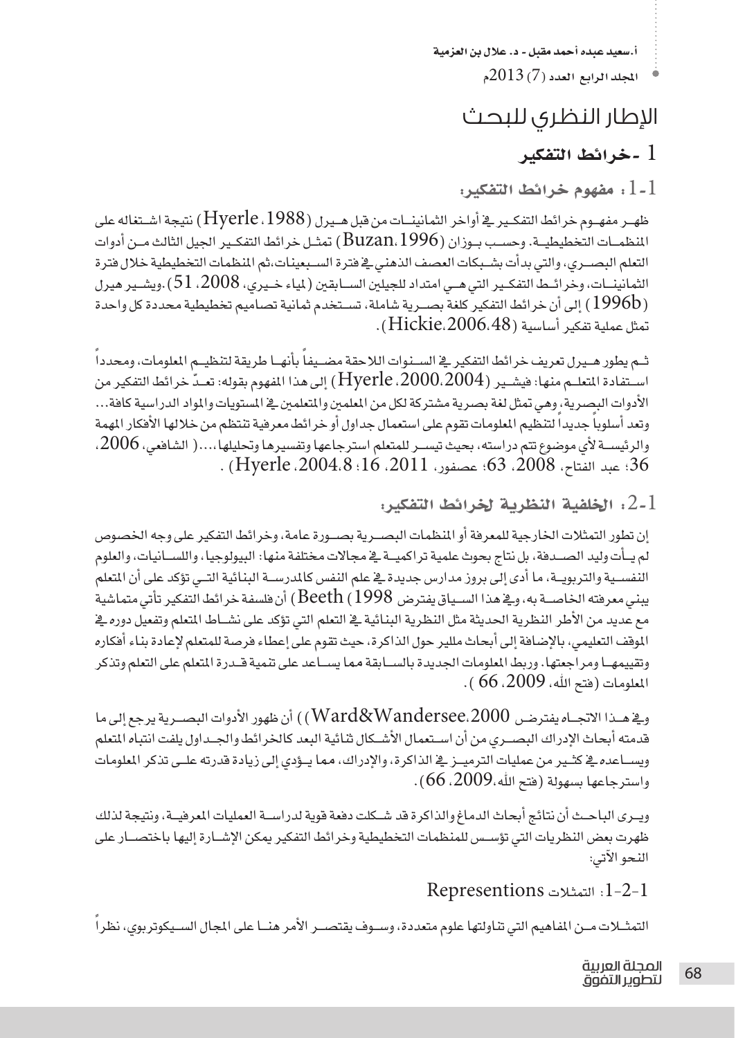# الإطار النظري للبحث

## 1 - خرائط التفكير

### 1-1: مفهوم خرائط التفكير:

ظهــر مفهــوم خرائط التفكـير في أواخر الثمانينــات من قبل هــيرل (Hyerle، 1988) نتيجة اشــتغاله على المنظمــات التخطيطيــة. وحســب بــوزان (Buzan،1996) تمثــل خرائط التفكــير الجيل الثالث مــن أدوات التعلم البصــري، والتي بدأت بشــبكات العصف الذهني في فترة الســبعينات،ثم المنظمات التخطيطية خلال فترة الثمانينــات، وخرائــط التفكــير التي هــي امتداد للجيلين الســابقين (لمياء خــيري، 2008، 51).ويشــير هيرل (1996b) إلى أن خرائط التفكير كلغة بصــرية شاملة، تســتخدم ثمانية تصاميم تخطيطية محددة كل واحدة تمثل عملية تفكير أساسية (Hickie،2006،48).

ثــم يطور هــيرل تعريف خرائط التفكير في الســنوات اللاحقة مضــيفاً بأنهــا طريقة لتنظيــم المعلومات، ومحدداً اســتفادة المتعلــم منها: فيشــير (Hyerle، 2000،2004) إلى هذا المفهوم بقوله: تعــدّ خرائط التفكير من الأدوات البصرية، وهي تمثل لغة بصرية مشتركة لكل من المعلمين والمتعلمين في المستويات والمواد الدراسية كافة... وتعد أسلوباً جديداً لتنظيم المعلومات تقوم على استعمال جداول أو خرائط معرفية تنتظم من خلالها الأفكار المهمة والرئيســة لأي موضوع تتم دراسته، بحيث تيســر للمتعلم استرجاعها وتفسيرها وتحليلها،...( الشافعي، 2006، 36؛ عبد الفتاح، 2008، 63؛ عصفور، 2011، 16؛ Hyerle، 2004،8) .

### 1-2: الخلفية النظرية لخرائط التفكير:

إن تطور التمثلات الخارجية للمعرفة أو المنظمات البصــرية بصــورة عامة، وخرائط التفكير على وجه الخصوص لم يــأت وليد الصــدفة، بل نتاج بحوث علمية تراكميــة في مجالات مختلفة منها: البيولوجيا، واللســانيات، والعلوم النفســية والتربويــة، ما أدى إلى بروز مدارس جديدة في علم النفس كالمدرســة البنائية التــي تؤكد على أن المتعلم يبني معرفته الخاصــة به، وفي هذا الســياق يفترض Beeth (1998) أن فلسفة خرائط التفكير تأتي متماشية مع عديد من الأطر النظرية الحديثة مثل النظرية البنائية في التعلم التي تؤكد على نشــاط المتعلم وتفعيل دوره في الموقف التعليمي، بالإضافة إلى أبحاث ملير حول الذاكرة، حيث تقوم على إعطاء فرصة للمتعلم لإعادة بناء أفكاره وتقييمهــا ومراجعتها. وربط المعلومات الجديدة بالســابقة مما يســاعد على تنمية قــدرة المتعلم على التعلم وتذكر المعلومات (فتح الله، 2009، 66 ).

وفي هــذا الاتجــاه يفترضــ Ward&Wandersee،2000)) أن ظهور الأدوات البصــرية يرجع إلى ما قدمته أبحاث الإدراك البصــري من أن اســتعمال الأشــكال ثنائية البعد كالخرائط والجــداول يلفت انتباه المتعلم ويســاعده في كثــير من عمليات الترميــز في الذاكرة، والإدراك، ممــا يــؤدي إلى زيادة قدرته علــى تذكر المعلومات واسترجاعها بسهولة (فتح الله،2009، 66).

ويــرى الباحــث أن نتائج أبحاث الدماغ والذاكرة قد شــكلت دفعة قوية لدراســة العمليات المعرفيــة، ونتيجة لذلك ظهرت بعض النظريات التي تؤســس للمنظمات التخطيطية وخرائط التفكير يمكن الإشــارة إليها باختصــار على النحو الآتي:

#### 1-2-1: التمثلات Represenٍtions

التمثــلات مــن المفاهيم التي تناولتها علوم متعددة، وســوف يقتصــر الأمر هنــا على المجال الســيكوتربوي، نظراً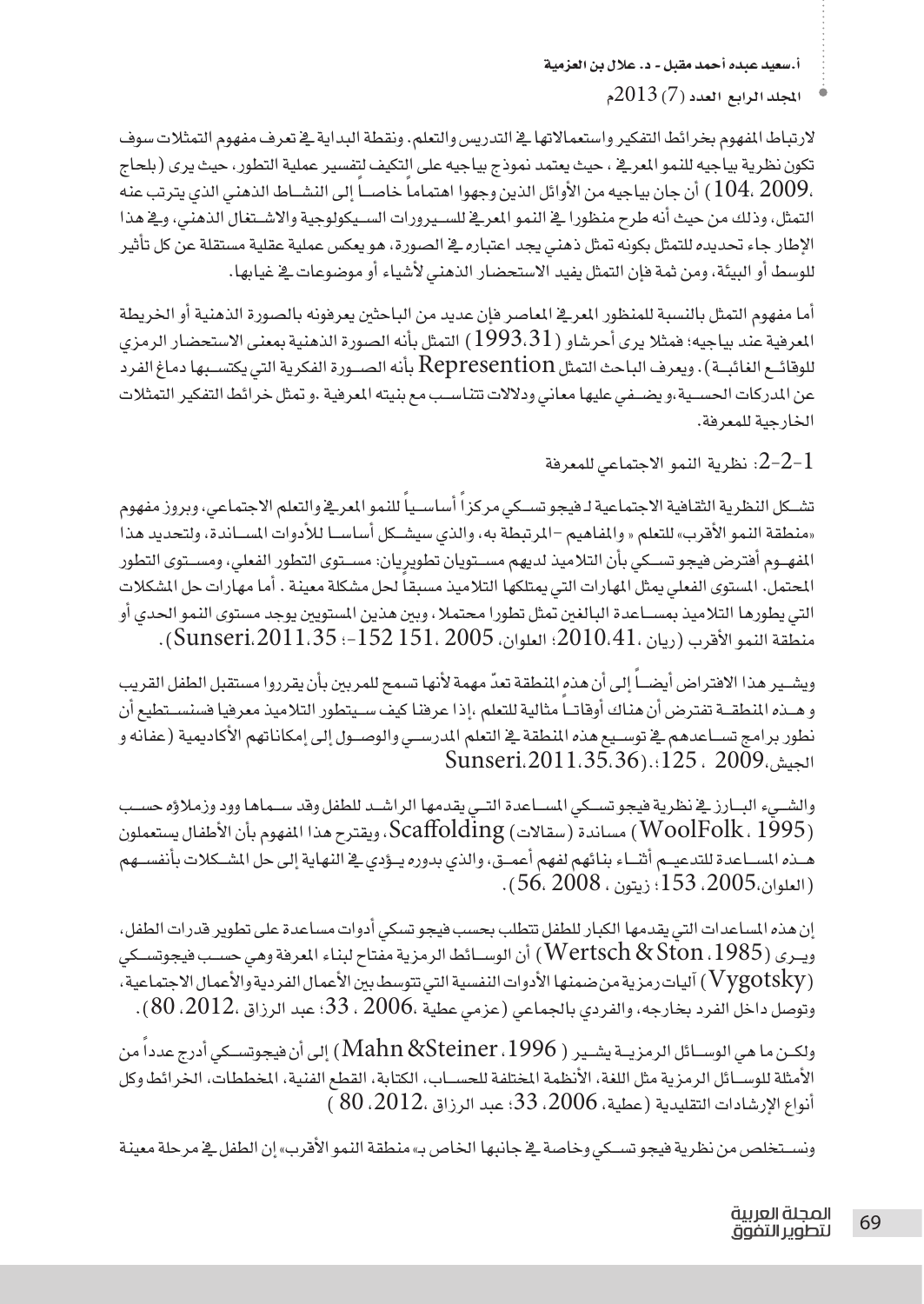لارتباط المفهوم بخرائط التفكير واستعمالاتها في التدريس والتعلم. ونقطة البداية في تعرف مفهوم التمثلات سوف تكون نظرية بياجيه للنمو المعرفي ، حيث يعتمد نموذج بياجيه على التكيف لتفسير عملية التطور، حيث يرى (بلحاج ،2009، 104) أن جان بياجيه من الأوائل الذين وجهوا اهتماماً خاصاً إلى النشاط الذهني الذي يترتب عنه التمثل، وذلك من حيث أنه طرح منظورا في النمو المعرفي للسيرورات السيكولوجية والاشتغال الذهني، وفي هذا الإطار جاء تحديده للتمثل بكونه تمثل ذهني يجد اعتباره في الصورة، هو يعكس عملية عقلية مستقلة عن كل تأثير للوسط أو البيئة، ومن ثمة فإن التمثل يفيد الاستحضار الذهني لأشياء أو موضوعات في غيابها.

أما مفهوم التمثل بالنسبة للمنظور المعرفي المعاصر فإن عديد من الباحثين يعرفونه بالصورة الذهنية أو الخريطة المعرفية عند بياجيه؛ فمثلا يرى أحرشاو (1993،31) التمثل بأنه الصورة الذهنية بمعنى الاستحضار الرمزي للوقائع الغائبة) . ويعرف الباحث التمثل Represention بأنه الصورة الفكرية التي يكتسبها دماغ الفرد عن المدركات الحسية،و يضفي عليها معاني ودلالات تتناسب مع بنيته المعرفية .و تمثل خرائط التفكير التمثلات الخارجية للمعرفة.

## 1-2-2: نظرية النمو الاجتماعي للمعرفة

تشكل النظرية الثقافية الاجتماعية لـ فيجو تسكي مركزاً أساسياً للنمو المعرفي والتعلم الاجتماعي، وبروز مفهوم «منطقة النمو الأقرب» للتعلم « والمفاهيم –المرتبطة به، والذي سيشكل أساساً للأدوات المساندة، ولتحديد هذا المفهوم أفترض فيجو تسكي بأن التلاميذ لديهم مستويان تطويريان: مستوى التطور الفعلي، ومستوى التطور المحتمل. المستوى الفعلي يمثل المهارات التي يمتلكها التلاميذ مسبقاً لحل مشكلة معينة . أما مهارات حل المشكلات التي يطورها التلاميذ بمساعدة البالغين تمثل تطورا محتملا، وبين هذين المستويين يوجد مستوى النمو الحدي أو منطقة النمو الأقرب (ريان ،2010،41؛ العلوان، 2005 ،151 152-؛ Sunseri،2011،35).

ويشير هذا الافتراض أيضاً إلى أن هذه المنطقة تعدّ مهمة لأنها تسمح للمربين بأن يقرروا مستقبل الطفل القريب و هذه المنطقة تفترض أن هناك أوقاتاً مثالية للتعلم ،إذا عرفنا كيف سيتطور التلاميذ معرفيا فنستطيع أن نطور برامج تساعدهم في توسيع هذه المنطقة في التعلم المدرسي والوصول إلى إمكاناتهم الأكاديمية (عفانه و الجيش،2009 ، 125؛.Sunseri،2011،35،36).

والشيء البارز في نظرية فيجو تسكي المساعدة التي يقدمها الراشد للطفل وقد سماها وود وزملاؤه حسب (WoolFolk، 1995) مساندة (سقالات) Scaffolding، ويقترح هذا المفهوم بأن الأطفال يستعملون هذه المساعدة للتدعيم أثناء بنائهم لفهم أعمق، والذي بدوره يؤدي في النهاية إلى حل المشكلات بأنفسهم (العلوان،2005، 153؛ زيتون ، 2008 ،56).

إن هذه المساعدات التي يقدمها الكبار للطفل تتطلب بحسب فيجو تسكي أدوات مساعدة على تطوير قدرات الطفل، ويرى (Wertsch & Ston، 1985) أن الوسائط الرمزية مفتاح لبناء المعرفة وهي حسب فيجوتسكي (Vygotsky) آليات رمزية من ضمنها الأدوات النفسية التي تتوسط بين الأعمال الفردية والأعمال الاجتماعية، وتوصل داخل الفرد بخارجه، والفردي بالجماعي (عزمي عطية ،2006 ، 33؛ عبد الرزاق ،2012، 80).

ولكن ما هي الوسائل الرمزية يشير ( Mahn &Steiner، 1996) إلى أن فيجوتسكي أدرج عدداً من الأمثلة للوسائل الرمزية مثل اللغة، الأنظمة المختلفة للحساب، الكتابة، القطع الفنية، المخططات، الخرائط وكل أنواع الإرشادات التقليدية (عطية، 2006، 33؛ عبد الرزاق ،2012، 80 )

ونستخلص من نظرية فيجو تسكي وخاصة في جانبها الخاص بـ« منطقة النمو الأقرب» إن الطفل في مرحلة معينة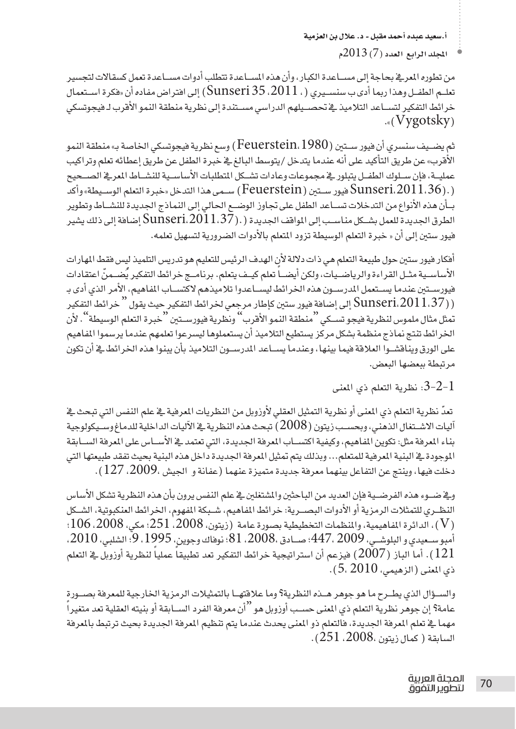من تطوره المعرفي بحاجة إلى مساعدة الكبار، وأن هذه المساعدة تتطلب أدوات مساعدة تعمل كسقالات لتجسير تعلم الطفل وهذا ربما أدى ب سنسيري ( ، 2011، Sunseri 35) إلى افتراض مفاده أن «فكرة استعمال خرائط التفكير لتساعد التلاميذ في تحصيلهم الدراسي مستندة إلى نظرية منطقة النمو الأقرب لـ فيجوتسكي (Vygotsky)».

ثم يضيف سنسري أن فيور ستين (Feuerstein،1980) وسع نظرية فيجوتسكي الخاصة بـ« منطقة النمو الأقرب» عن طريق التأكيد على أنه عندما يتدخل /يتوسط البالغ في خبرة الطفل عن طريق إعطائه تعلم وتراكيب عملية، فإن سلوك الطفل يتبلور في مجموعات وعادات تشكل المتطلبات الأساسية للنشاط المعرفي الصحيح (Sunseri،2011،36.) فيور ستين (Feuerstein) سمى هذا التدخل «خبرة التعلم الوسيطة» وأكد بأن هذه الأنواع من التدخلات تساعد الطفل على تجاوز الوضع الحالي إلى النماذج الجديدة للنشاط وتطوير الطرق الجديدة للعمل بشكل مناسب إلى المواقف الجديدة (Sunseri،2011،37.) إضافة إلى ذلك يشير فيور ستين إلى أن « خبرة التعلم الوسيطة تزود المتعلم بالأدوات الضرورية لتسهيل تعلمه.

أفكار فيور ستين حول طبيعة التعلم هي ذات دلالة لأن الهدف الرئيس للتعليم هو تدريس التلميذ ليس فقط المهارات الأساسية مثل القراءة والرياضيات، ولكن أيضاً تعلم كيف يتعلم. برنامج خرائط التفكير يُضمنّ اعتقادات فيورستين عندما يستعمل المدرسون هذه الخرائط ليساعدوا تلاميذهم لاكتساب المفاهيم، الأمر الذي أدى بـ (Sunseri،2011،37)) إلى إضافة فيور ستين كإطار مرجعي لخرائط التفكير حيث يقول " خرائط التفكير تمثل مثال ملموس لنظرية فيجو تسكي "منطقة النمو الأقرب" ونظرية فيورستين "خبرة التعلم الوسيطة". لأن الخرائط تنتج نماذج منظمة بشكل مركز يستطيع التلاميذ أن يستعملوها ليسرعوا تعلمهم عندما يرسموا المفاهيم على الورق ويناقشوا العلاقة فيما بينها، وعندما يساعد المدرسون التلاميذ بأن يبنوا هذه الخرائط في أن تكون مرتبطة ببعضها البعض.

### 3-2-1: نظرية التعلم ذي المعنى

تعدّ نظرية التعلم ذي المعنى أو نظرية التمثيل العقلي لأوزوبل من النظريات المعرفية في علم النفس التي تبحث في آليات الاشتغال الذهني، وبحسب زيتون (2008) تبحث هذه النظرية في الآليات الداخلية للدماغ وسيكولوجية بناء المعرفة مثل: تكوين المفاهيم، وكيفية اكتساب المعرفة الجديدة، التي تعتمد في الأساس على المعرفة السابقة الموجودة في البنية المعرفية للمتعلم... وبذلك يتم تمثيل المعرفة الجديدة داخل هذه البنية بحيث تفقد طبيعتها التي دخلت فيها، وينتج عن التفاعل بينهما معرفة جديدة متميزة عنهما (عفانة و الجيش ،2009، 127).

وفي ضوء هذه الفرضية فإن العديد من الباحثين والمشتغلين في علم النفس يرون بأن هذه النظرية تشكل الأساس النظري للتمثلات الرمزية أو الأدوات البصرية: خرائط المفاهيم، شبكة المفهوم، الخرائط العنكبوتية، الشكل (V)، الدائرة المفاهيمية، والمنظمات التخطيطية بصورة عامة (زيتون، 2008، 251؛ مكي، 2008، 106؛ أمبو سعيدي و البلوشي، 2009 ،447؛ صادق ،2008، 81؛ نوفاك وجوين، 1995، 9؛ الشلبي، 2010، 121). أما الباز (2007) فيزعم أن استراتيجية خرائط التفكير تعد تطبيقاً عملياً لنظرية أوزوبل في التعلم ذي المعنى (الزهيمي، 2010 ،5).

والسؤال الذي يطرح ما هو جوهر هذه النظرية؟ وما علاقتها بالتمثيلات الرمزية الخارجية للمعرفة بصورة عامة؟ إن جوهر نظرية التعلم ذي المعنى حسب أوزوبل هو "أن معرفة الفرد السابقة أو بنيته العقلية تعد متغيراً مهما في تعلم المعرفة الجديدة، فالتعلم ذو المعنى يحدث عندما يتم تنظيم المعرفة الجديدة بحيث ترتبط بالمعرفة السابقة ( كمال زيتون ،2008، 251).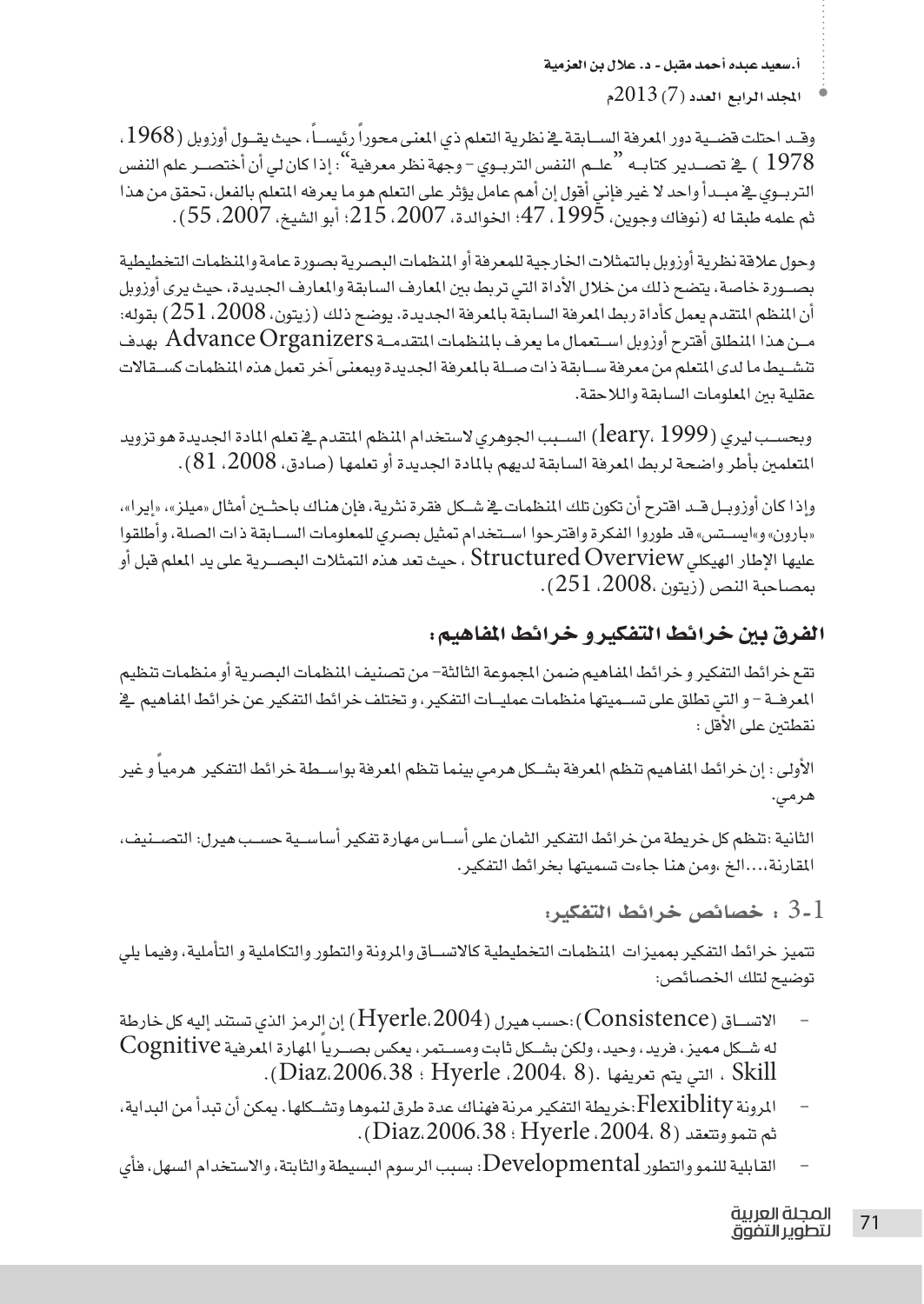وقـد احتلت قضـية دور المعرفة السـابقة في نظرية التعلم ذي المعنى محوراً رئيسـاً، حيث يقـول أوزوبل (1968، 1978) في تصـدير كتابـه "علـم النفس التربـوي - وجهة نظر معرفية": إذا كان لي أن أختصـر علم النفس التربـوي في مبـدأ واحد لا غير فإني أقول إن أهم عامل يؤثر على التعلم هو ما يعرفه المتعلم بالفعل، تحقق من هذا ثم علمه طبقا له (نوفاك وجوين، 1995، 47؛ الخوالدة، 2007، 215؛ أبو الشيخ، 2007، 55).

وحول علاقة نظرية أوزوبل بالتمثلات الخارجية للمعرفة أو المنظمات البصرية بصورة عامة والمنظمات التخطيطية بصـورة خاصة، يتضح ذلك من خلال الأداة التي تربط بين المعارف السابقة والمعارف الجديدة، حيث يرى أوزوبل أن المنظم المتقدم يعمل كأداة ربط المعرفة السابقة بالمعرفة الجديدة. يوضح ذلك (زيتون، 2008، 251) بقوله: مـن هذا المنطلق أقترح أوزوبل اسـتعمال ما يعرف بالمنظمات المتقدمـة Advance Organizers بهدف تنشـيط ما لدى المتعلم من معرفة سـابقة ذات صـلة بالمعرفة الجديدة وبمعنى آخر تعمل هذه المنظمات كسـقالات عقلية بين المعلومات السابقة واللاحقة.

وبحسـب ليري (leary، 1999) السـبب الجوهري لاستخدام المنظم المتقدم في تعلم المادة الجديدة هو تزويد المتعلمين بأطر واضحة لربط المعرفة السابقة لديهم بالمادة الجديدة أو تعلمها (صادق، 2008، 81).

وإذا كان أوزوبـل قـد اقترح أن تكون تلك المنظمات في شـكل فقرة نثرية، فإن هناك باحثـين أمثال «ميلز»، «إيرا»، «بارون» و«ايسـتس» قد طوروا الفكرة واقترحوا اسـتخدام تمثيل بصري للمعلومات السـابقة ذات الصلة، وأطلقوا عليها الإطار الهيكلي Structured Overview ، حيث تعد هذه التمثلات البصـرية على يد المعلم قبل أو بمصاحبة النص (زيتون ،2008، 251).

## الفرق بين خرائط التفكير و خرائط المفاهيم:

تقع خرائط التفكير و خرائط المفاهيم ضمن المجموعة الثالثة- من تصنيف المنظمات البصرية أو منظمات تنظيم المعرفـة - و التي تطلق على تسـميتها منظمات عمليـات التفكير، و تختلف خرائط التفكير عن خرائط المفاهيم في نقطتين على الأقل :

الأولى : إن خرائط المفاهيم تنظم المعرفة بشـكل هرمي بينما تنظم المعرفة بواسـطة خرائط التفكير هرمياً و غير هرمي.

الثانية :تنظم كل خريطة من خرائط التفكير الثمان على أسـاس مهارة تفكير أساسـية حسـب هيرل: التصـنيف، المقارنة،...الخ ،ومن هنا جاءت تسميتها بخرائط التفكير.

### 3-1 : خصائص خرائط التفكير:

تتميز خرائط التفكير بمميزات المنظمات التخطيطية كالاتسـاق والمرونة والتطور والتكاملية و التأملية، وفيما يلي توضيح لتلك الخصائص:

- الاتسـاق (Consistence):حسب هيرل (Hyerle،2004) إن الرمز الذي تستند إليه كل خارطة له شـكل مميز، فريد، وحيد، ولكن بشـكل ثابت ومسـتمر، يعكس بصـرياً المهارة المعرفية Cognitive Skill ، التي يتم تعريفها .(Hyerle ،2004، 8 ؛ Diaz،2006،38).
- المرونة Flexiblity:خريطة التفكير مرنة فهناك عدة طرق لنموها وتشـكلها. يمكن أن تبدأ من البداية، ثم تنمو وتتعقد (Hyerle ،2004، 8 ؛ Diaz،2006،38).
- القابلية للنمو والتطور Developmental: بسبب الرسوم البسيطة والثابتة، والاستخدام السهل، فأي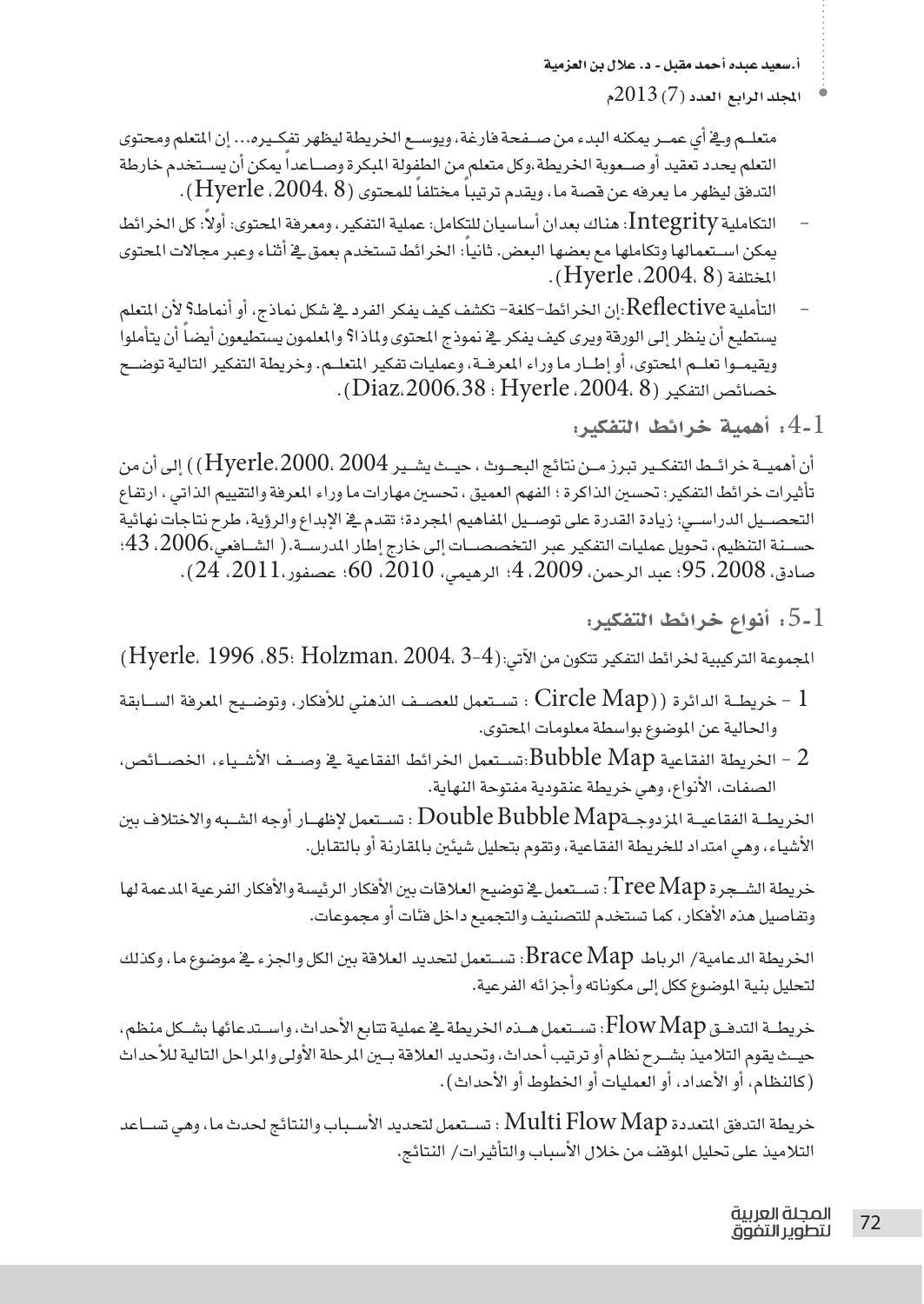متعلـم وفي أي عمـر يمكنه البدء من صـفحة فارغة، ويوسـع الخريطة ليظهر تفكيـره... إن المتعلم ومحتوى التعلم يحدد تعقيد أو صـعوبة الخريطة،وكل متعلم من الطفولة المبكرة وصـاعداً يمكن أن يسـتخدم خارطة التدفق ليظهر ما يعرفه عن قصة ما، ويقدم ترتيباً مختلفاً للمحتوى (Hyerle ،2004، 8).

- التكاملية Integrity: هناك بعدان أساسيان للتكامل: عملية التفكير، ومعرفة المحتوى: أولاً: كل الخرائط يمكن اسـتعمالها وتكاملها مع بعضها البعض. ثانياً: الخرائط تستخدم بعمق في أثناء وعبر مجالات المحتوى المختلفة (Hyerle ،2004، 8).
- التأملية Reflective:إن الخرائط–كلفة– تكشف كيف يفكر الفرد في شكل نماذج، أو أنماط؟ لأن المتعلم يستطيع أن ينظر إلى الورقة ويرى كيف يفكر في نموذج المحتوى ولماذا؟ والمعلمون يستطيعون أيضاً أن يتأملوا ويقيمـوا تعلـم المحتوى، أو إطـار ما وراء المعرفـة، وعمليات تفكير المتعلـم. وخريطة التفكير التالية توضـح خصائص التفكير (Hyerle ،2004، 8 ؛ Diaz،2006،38).

## 4-1: أهمية خرائط التفكير:

أن أهميـة خرائـط التفكـير تبرز مـن نتائج البحـوث ، حيـث يشـير Hyerle،2000، 2004)) إلى أن من تأثيرات خرائط التفكير: تحسين الذاكرة ؛ الفهم العميق ، تحسين مهارات ما وراء المعرفة والتقييم الذاتي ، ارتفاع التحصـيل الدراسـي؛ زيادة القدرة على توصـيل المفاهيم المجردة؛ تقدم في الإبداع والرؤية، طرح نتاجات نهائية حسـنة التنظيم، تحويل عمليات التفكير عبر التخصصـات إلى خارج إطار المدرسـة.( الشـافعي،2006، 43؛ صادق، 2008، 95؛ عبد الرحمن، 2009، 4؛ الرهيمي، 2010، 60؛ عصفور،2011، 24).

## 5-1: أنواع خرائط التفكير:

المجموعة التركيبية لخرائط التفكير تتكون من الآتي:(Hyerle، 1996 ،85: Holzman، 2004، 3-4)

1 - خريطـة الدائرة ((Circle Map : تسـتعمل للعصـف الذهني للأفكار، وتوضـيح المعرفة السـابقة والحالية عن الموضوع بواسطة معلومات المحتوى.

2 - الخريطة الفقاعية Bubble Map:تسـتعمل الخرائط الفقاعية في وصـف الأشـياء، الخصـائص، الصفات، الأنواع، وهي خريطة عنقودية مفتوحة النهاية.

الخريطـة الفقاعيـة المزدوجـةDouble Bubble Map : تسـتعمل لإظهـار أوجه الشـبه والاختلاف بين الأشياء، وهي امتداد للخريطة الفقاعية، وتقوم بتحليل شيئين بالمقارنة أو بالتقابل.

خريطة الشـجرة Tree Map: تسـتعمل في توضيح العلاقات بين الأفكار الرئيسة والأفكار الفرعية المدعمة لها وتفاصيل هذه الأفكار، كما تستخدم للتصنيف والتجميع داخل فئات أو مجموعات.

الخريطة الدعامية/ الرباط Brace Map: تسـتعمل لتحديد العلاقة بين الكل والجزء في موضوع ما، وكذلك لتحليل بنية الموضوع ككل إلى مكوناته وأجزائه الفرعية.

خريطـة التدفـق Flow Map: تسـتعمل هـذه الخريطة في عملية تتابع الأحداث، واسـتدعائها بشـكل منظم، حيـث يقوم التلاميذ بشـرح نظام أو ترتيب أحداث، وتحديد العلاقة بـين المرحلة الأولى والمراحل التالية للأحداث (كالنظام، أو الأعداد، أو العمليات أو الخطوط أو الأحداث).

خريطة التدفق المتعددة Multi Flow Map : تسـتعمل لتحديد الأسـباب والنتائج لحدث ما، وهي تسـاعد التلاميذ على تحليل الموقف من خلال الأسباب والتأثيرات/ النتائج.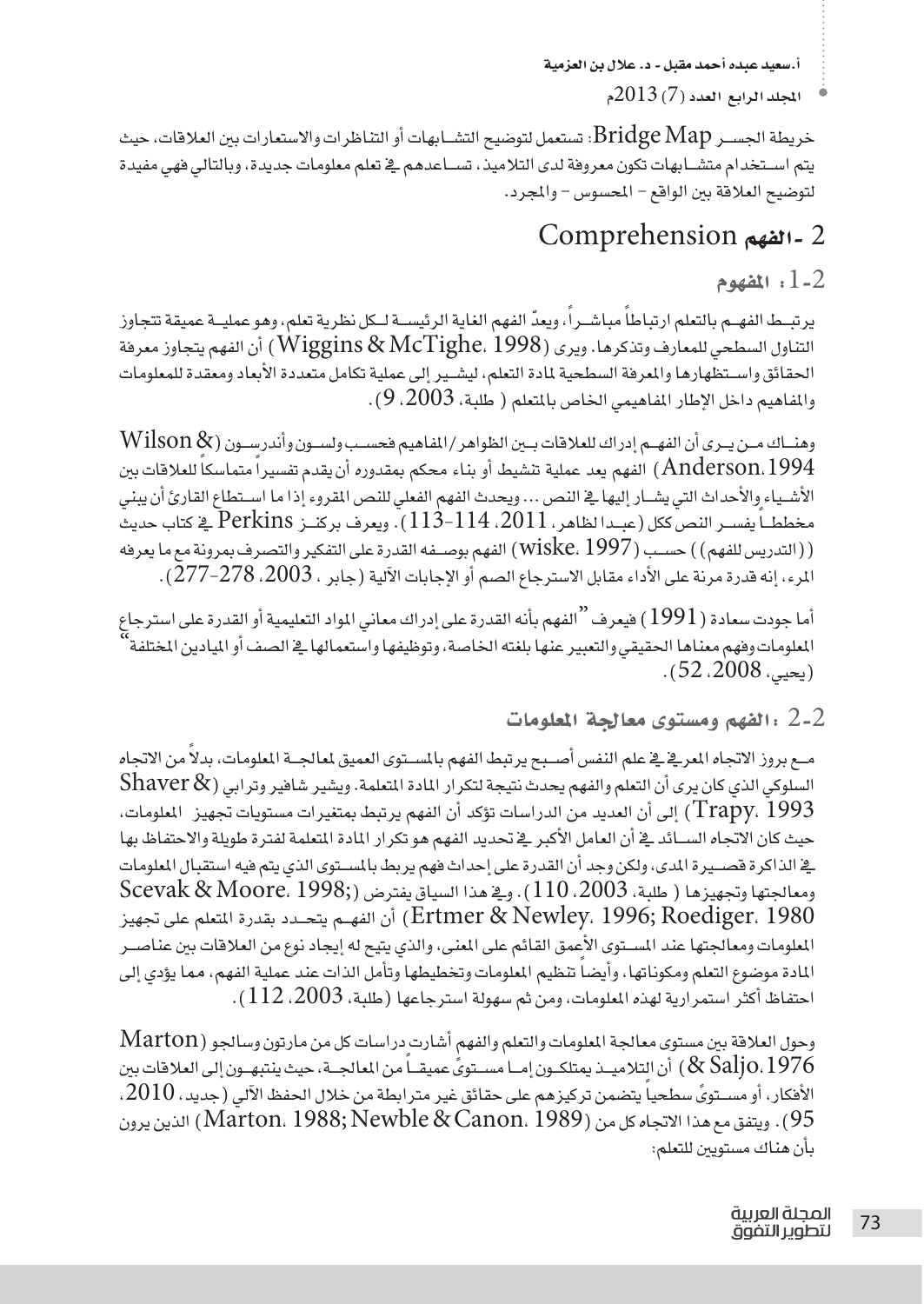خريطة الجسر Bridge Map: تستعمل لتوضيح التشابهات أو التناظرات والاستعارات بين العلاقات، حيث يتم استخدام متشابهات تكون معروفة لدى التلاميذ، تساعدهم في تعلم معلومات جديدة، وبالتالي فهي مفيدة لتوضيح العلاقة بين الواقع – المحسوس – والمجرد.

## 2 -الفهم Comprehension

### 2-1: المفهوم

يرتبط الفهم بالتعلم ارتباطاً مباشراً، ويعدّ الفهم الغاية الرئيسة لكل نظرية تعلم، وهو عملية عميقة تتجاوز التناول السطحي للمعارف وتذكرها. ويرى (Wiggins & McTighe، 1998) أن الفهم يتجاوز معرفة الحقائق واستظهارها والمعرفة السطحية لمادة التعلم، ليشير إلى عملية تكامل متعددة الأبعاد ومعقدة للمعلومات والمفاهيم داخل الإطار المفاهيمي الخاص بالمتعلم ( طلبة، 2003، 9).

وهناك من يرى أن الفهم إدراك للعلاقات بين الظواهر/المفاهيم فحسب ولسون وأندرسون (Wilson & Anderson،1994) الفهم يعد عملية تنشيط أو بناء محكم بمقدوره أن يقدم تفسيراً متماسكاً للعلاقات بين الأشياء والأحداث التي يشار إليها في النص ... ويحدث الفهم الفعلي للنص المقروء إذا ما استطاع القارئ أن يبني مخططاً يفسر النص ككل (عبدا لظاهر، 2011، 114-113). ويعرف بركنز Perkins في كتاب حديث ((التدريس للفهم)) حسب (wiske، 1997) الفهم بوصفه القدرة على التفكير والتصرف بمرونة مع ما يعرفه المرء، إنه قدرة مرنة على الأداء مقابل الاسترجاع الصم أو الإجابات الآلية (جابر ، 2003، 278-277).

أما جودت سعادة (1991) فيعرف "الفهم بأنه القدرة على إدراك معاني المواد التعليمية أو القدرة على استرجاع المعلومات وفهم معناها الحقيقي والتعبير عنها بلغته الخاصة، وتوظيفها واستعمالها في الصف أو الميادين المختلفة" (يحيى، 2008، 52).

### 2-2 :الفهم ومستوى معالجة المعلومات

مع بروز الاتجاه المعرفي في علم النفس أصبح يرتبط الفهم بالمستوى العميق لمعالجة المعلومات، بدلاً من الاتجاه السلوكي الذي كان يرى أن التعلم والفهم يحدث نتيجة لتكرار المادة المتعلمة. ويشير شافير وترابي (Shaver & Trapy، 1993) إلى أن العديد من الدراسات تؤكد أن الفهم يرتبط بمتغيرات مستويات تجهيز المعلومات، حيث كان الاتجاه السائد في أن العامل الأكبر في تحديد الفهم هو تكرار المادة المتعلمة لفترة طويلة والاحتفاظ بها في الذاكرة قصيرة المدى، ولكن وجد أن القدرة على إحداث فهم يربط بالمستوى الذي يتم فيه استقبال المعلومات ومعالجتها وتجهيزها ( طلبة، 2003، 110). وفي هذا السياق يفترض (Scevak & Moore، 1998; Ertmer & Newley، 1996; Roediger، 1980) أن الفهم يتحدد بقدرة المتعلم على تجهيز المعلومات ومعالجتها عند المستوى الأعمق القائم على المعنى، والذي يتيح له إيجاد نوع من العلاقات بين عناصر المادة موضوع التعلم ومكوناتها، وأيضاً تنظيم المعلومات وتخطيطها وتأمل الذات عند عملية الفهم، مما يؤدي إلى احتفاظ أكثر استمرارية لهذه المعلومات، ومن ثم سهولة استرجاعها (طلبة، 2003، 112).

وحول العلاقة بين مستوى معالجة المعلومات والتعلم والفهم أشارت دراسات كل من مارتون وسالجو (Marton & Saljo،1976) أن التلاميذ يمتلكون إما مستوىً عميقاً من المعالجة، حيث ينتبهون إلى العلاقات بين الأفكار، أو مستوىً سطحياً يتضمن تركيزهم على حقائق غير مترابطة من خلال الحفظ الآلي (جديد، 2010، 95). ويتفق مع هذا الاتجاه كل من (Marton، 1988; Newble & Canon، 1989) الذين يرون بأن هناك مستويين للتعلم: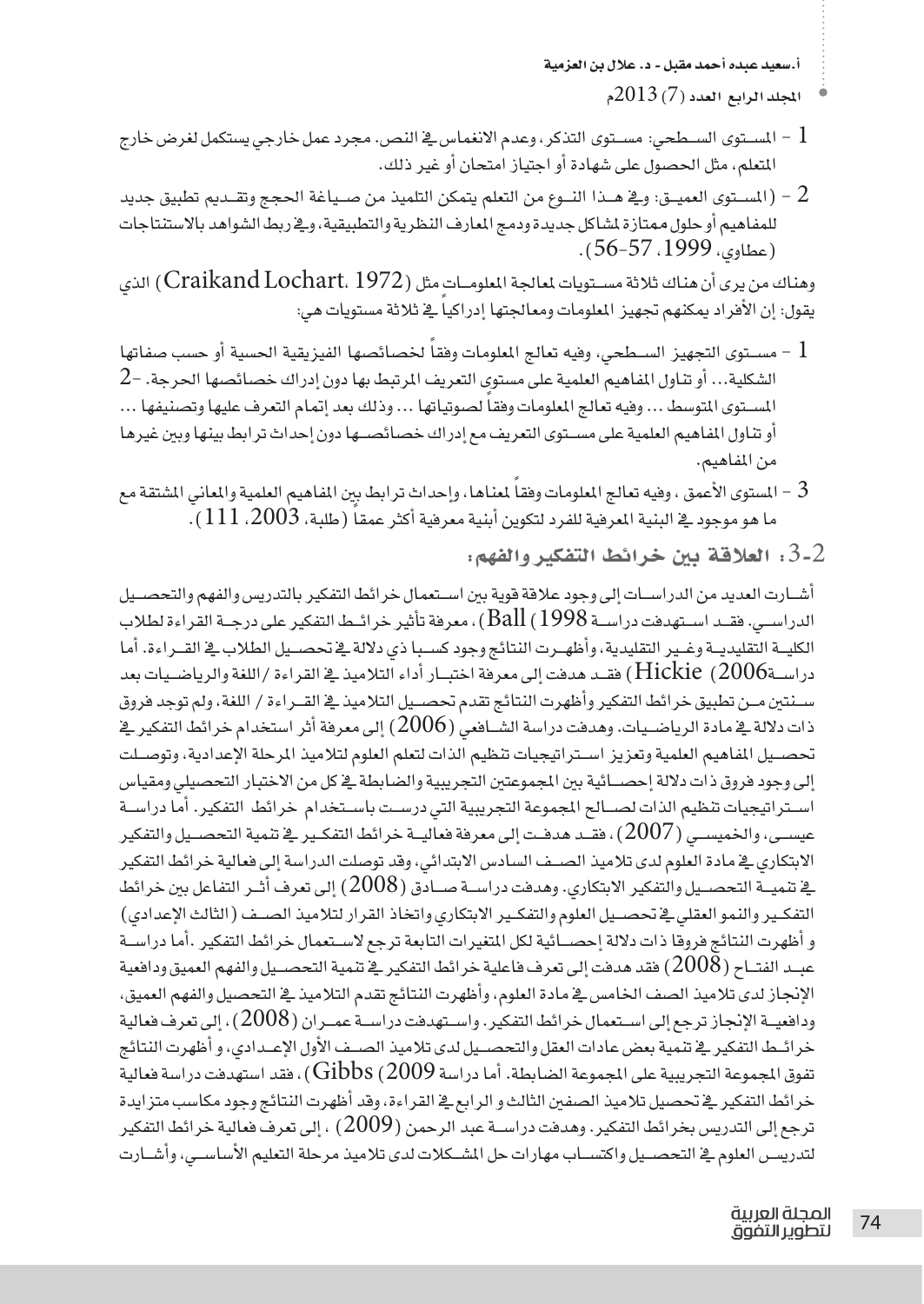1 - المستوى السطحي: مستوى التذكر، وعدم الانغماس في النص. مجرد عمل خارجي يستكمل لغرض خارج المتعلم، مثل الحصول على شهادة أو اجتياز امتحان أو غير ذلك.

2 - (المستوى العميق: وفي هذا النوع من التعلم يتمكن التلميذ من صياغة الحجج وتقديم تطبيق جديد للمفاهيم أو حلول ممتازة لمشاكل جديدة ودمج المعارف النظرية والتطبيقية، وفي ربط الشواهد بالاستنتاجات (عطاوي، 1999، 57-56).

وهناك من يرى أن هناك ثلاثة مستويات لمعالجة المعلومات مثل (Craikand Lochart، 1972) الذي يقول: إن الأفراد يمكنهم تجهيز المعلومات ومعالجتها إدراكياً في ثلاثة مستويات هي:

1 - مستوى التجهيز السطحي، وفيه تعالج المعلومات وفقاً لخصائصها الفيزيقية الحسية أو حسب صفاتها الشكلية... أو تناول المفاهيم العلمية على مستوى التعريف المرتبط بها دون إدراك خصائصها الحرجة. -2 المستوى المتوسط ... وفيه تعالج المعلومات وفقاً لصوتياتها ... وذلك بعد إتمام التعرف عليها وتصنيفها ... أو تناول المفاهيم العلمية على مستوى التعريف مع إدراك خصائصها دون إحداث ترابط بينها وبين غيرها من المفاهيم.

3 - المستوى الأعمق ، وفيه تعالج المعلومات وفقاً لمناها، وإحداث ترابط بين المفاهيم العلمية والمعاني المشتقة مع ما هو موجود في البنية المعرفية للفرد لتكوين أبنية معرفية أكثر عمقاً (طلبة، 2003، 111).

## 3-2: العلاقة بين خرائط التفكير والفهم:

أشارت العديد من الدراسات إلى وجود علاقة قوية بين استعمال خرائط التفكير بالتدريس والفهم والتحصيل الدراسي. فقد استهدفت دراسة Ball (1998)، معرفة تأثير خرائط التفكير على درجة القراءة لطلاب الكلية التقليدية وغير التقليدية، وأظهرت النتائج وجود كسبا ذي دلالة في تحصيل الطلاب في القراءة. أما دراسة2006) Hickie) فقد هدفت إلى معرفة اختبار أداء التلاميذ في القراءة /اللغة والرياضيات بعد سنتين من تطبيق خرائط التفكير وأظهرت النتائج تقدم تحصيل التلاميذ في القراءة / اللغة، ولم توجد فروق ذات دلالة في مادة الرياضيات. وهدفت دراسة الشافعي (2006) إلى معرفة أثر استخدام خرائط التفكير في تحصيل المفاهيم العلمية وتعزيز استراتيجيات تنظيم الذات لتعلم العلوم لتلاميذ المرحلة الإعدادية، وتوصلت إلى وجود فروق ذات دلالة إحصائية بين المجموعتين التجريبية والضابطة في كل من الاختبار التحصيلي ومقياس استراتيجيات تنظيم الذات لصالح المجموعة التجريبية التي درست باستخدام خرائط التفكير. أما دراسة عيسى، والخميسي (2007)، فقد هدفت إلى معرفة فعالية خرائط التفكير في تنمية التحصيل والتفكير الابتكاري في مادة العلوم لدى تلاميذ الصف السادس الابتدائي، وقد توصلت الدراسة إلى فعالية خرائط التفكير في تنمية التحصيل والتفكير الابتكاري. وهدفت دراسة صادق (2008) إلى تعرف أثر التفاعل بين خرائط التفكير والنمو العقلي في تحصيل العلوم والتفكير الابتكاري واتخاذ القرار لتلاميذ الصف (الثالث الإعدادي) و أظهرت النتائج فروقا ذات دلالة إحصائية لكل المتغيرات التابعة ترجع لاستعمال خرائط التفكير .أما دراسة عبد الفتاح (2008) فقد هدفت إلى تعرف فاعلية خرائط التفكير في تنمية التحصيل والفهم العميق ودافعية الإنجاز لدى تلاميذ الصف الخامس في مادة العلوم، وأظهرت النتائج تقدم التلاميذ في التحصيل والفهم العميق، ودافعية الإنجاز ترجع إلى استعمال خرائط التفكير. واستهدفت دراسة عمران (2008)، إلى تعرف فعالية خرائط التفكير في تنمية بعض عادات العقل والتحصيل لدى تلاميذ الصف الأول الإعدادي، و أظهرت النتائج تفوق المجموعة التجريبية على المجموعة الضابطة. أما دراسة Gibbs (2009)، فقد استهدفت دراسة فعالية خرائط التفكير في تحصيل تلاميذ الصفين الثالث و الرابع في القراءة، وقد أظهرت النتائج وجود مكاسب متزايدة ترجع إلى التدريس بخرائط التفكير. وهدفت دراسة عبد الرحمن (2009) ، إلى تعرف فعالية خرائط التفكير لتدريس العلوم في التحصيل واكتساب مهارات حل المشكلات لدى تلاميذ مرحلة التعليم الأساسي، وأشارت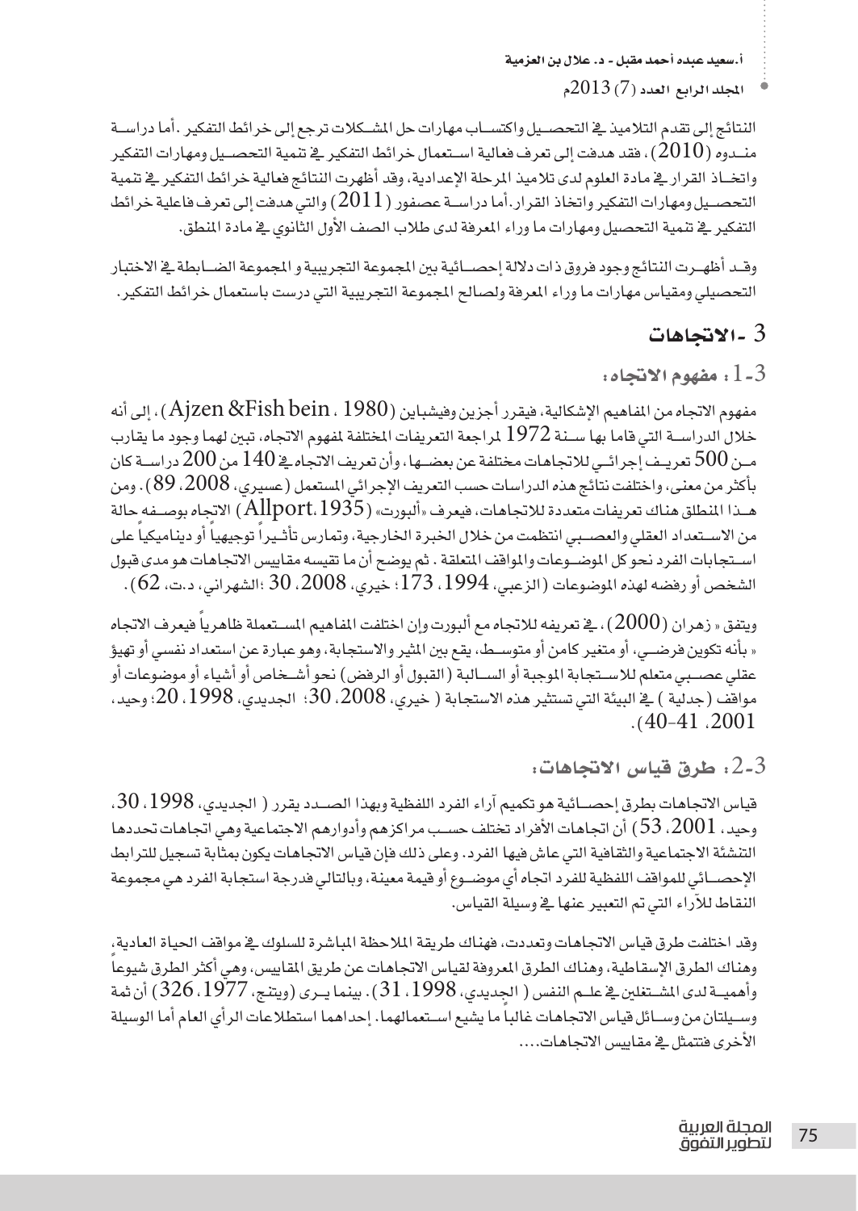النتائج إلى تقدم التلاميذ في التحصيل واكتساب مهارات حل المشكلات ترجع إلى خرائط التفكير. أما دراسة منـدوه (2010)، فقد هدفت إلى تعرف فعالية استعمال خرائط التفكير في تنمية التحصيل ومهارات التفكير واتخاذ القرار في مادة العلوم لدى تلاميذ المرحلة الإعدادية، وقد أظهرت النتائج فعالية خرائط التفكير في تنمية التحصيل ومهارات التفكير واتخاذ القرار. أما دراسة عصفور (2011) والتي هدفت إلى تعرف فاعلية خرائط التفكير في تنمية التحصيل ومهارات ما وراء المعرفة لدى طلاب الصف الأول الثانوي في مادة المنطق.

وقد أظهرت النتائج وجود فروق ذات دلالة إحصائية بين المجموعة التجريبية و المجموعة الضابطة في الاختبار التحصيلي ومقياس مهارات ما وراء المعرفة ولصالح المجموعة التجريبية التي درست باستعمال خرائط التفكير.

## 3 - الاتجاهات

### 3-1: مفهوم الاتجاه:

مفهوم الاتجاه من المفاهيم الإشكالية، فيقرر أجزين وفيشباين (Ajzen &Fish bein ، 1980)، إلى أنه خلال الدراسة التي قاما بها سنة 1972 لمراجعة التعريفات المختلفة لمفهوم الاتجاه، تبين لهما وجود ما يقارب من 500 تعريف إجرائي للاتجاهات مختلفة عن بعضها، وأن تعريف الاتجاه في 140 من 200 دراسة كان بأكثر من معنى، واختلفت نتائج هذه الدراسات حسب التعريف الإجرائي المستعمل (عسيري، 2008، 89). ومن هذا المنطلق هناك تعريفات متعددة للاتجاهات، فيعرف «ألبورت» (Allport،1935) الاتجاه بوصفه حالة من الاستعداد العقلي والعصبي انتظمت من خلال الخبرة الخارجية، وتمارس تأثيراً توجيهياً أو ديناميكياً على استجابات الفرد نحو كل الموضوعات والمواقف المتعلقة . ثم يوضح أن ما تقيسه مقاييس الاتجاهات هو مدى قبول الشخص أو رفضه لهذه الموضوعات (الزعبي، 1994، 173؛ خيري، 2008، 30 ؛الشهراني، د.ت، 62).

ويتفق « زهران (2000)، في تعريفه للاتجاه مع ألبورت وإن اختلفت المفاهيم المستعملة ظاهرياً فيعرف الاتجاه « بأنه تكوين فرضي، أو متغير كامن أو متوسط، يقع بين المثير والاستجابة، وهو عبارة عن استعداد نفسي أو تهيؤ عقلي عصبي متعلم للاستجابة الموجبة أو السالبة (القبول أو الرفض) نحو أشخاص أو أشياء أو موضوعات أو مواقف (جدلية ) في البيئة التي تستثير هذه الاستجابة ( خيري، 2008، 30؛ الجديدي، 1998، 20؛ وحيد، 2001، 41-40).

### 3-2: طرق قياس الاتجاهات:

قياس الاتجاهات بطرق إحصائية هو تكميم آراء الفرد اللفظية وبهذا الصدد يقرر ( الجديدي، 1998، 30، وحيد، 2001، 53) أن اتجاهات الأفراد تختلف حسب مراكزهم وأدوارهم الاجتماعية وهي اتجاهات تحددها التنشئة الاجتماعية والثقافية التي عاش فيها الفرد. وعلى ذلك فإن قياس الاتجاهات يكون بمثابة تسجيل للترابط الإحصائي للمواقف اللفظية للفرد اتجاه أي موضوع أو قيمة معينة، وبالتالي فدرجة استجابة الفرد هي مجموعة النقاط للآراء التي تم التعبير عنها في وسيلة القياس.

وقد اختلفت طرق قياس الاتجاهات وتعددت، فهناك طريقة الملاحظة المباشرة للسلوك في مواقف الحياة العادية، وهناك الطرق الإسقاطية، وهناك الطرق المعروفة لقياس الاتجاهات عن طريق المقاييس، وهي أكثر الطرق شيوعاً وأهمية لدى المشتغلين في علم النفس ( الجديدي، 1998، 31). بينما يرى (ويتنج، 1977، 326) أن ثمة وسيلتان من وسائل قياس الاتجاهات غالباً ما يشيع استعمالهما. إحداهما استطلاعات الرأي العام أما الوسيلة الأخرى فتتمثل في مقاييس الاتجاهات....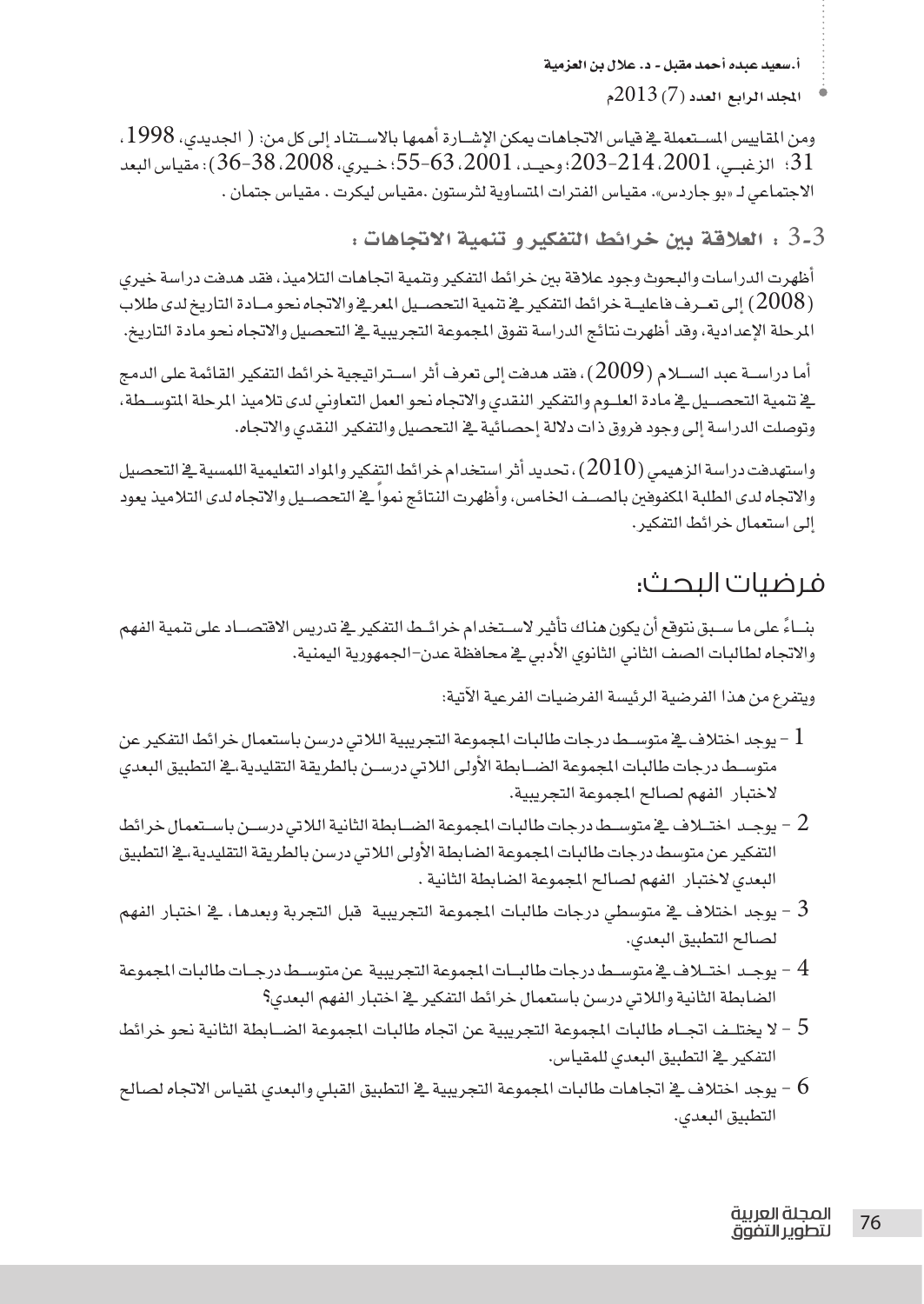ومن المقاييس المستعملة في قياس الاتجاهات يمكن الإشارة أهمها بالاستناد إلى كل من: ( الجديدي، 1998، 31؛ الزغبي، 2001، 214-203؛ وحيد، 2001، 63-55؛ خيري، 2008، 38-36 ) : مقياس البعد الاجتماعي لـ «بو جاردس». مقياس الفترات المتساوية لثرستون .مقياس ليكرت . مقياس جتمان .

### 3-3 : العلاقة بين خرائط التفكير و تنمية الاتجاهات :

أظهرت الدراسات والبحوث وجود علاقة بين خرائط التفكير وتنمية اتجاهات التلاميذ، فقد هدفت دراسة خيري (2008) إلى تعرف فاعلية خرائط التفكير في تنمية التحصيل المعرفي والاتجاه نحو مادة التاريخ لدى طلاب المرحلة الإعدادية، وقد أظهرت نتائج الدراسة تفوق المجموعة التجريبية في التحصيل والاتجاه نحو مادة التاريخ.

أما دراسة عبد السلام (2009)، فقد هدفت إلى تعرف أثر استراتيجية خرائط التفكير القائمة على الدمج في تنمية التحصيل في مادة العلوم والتفكير النقدي والاتجاه نحو العمل التعاوني لدى تلاميذ المرحلة المتوسطة، وتوصلت الدراسة إلى وجود فروق ذات دلالة إحصائية في التحصيل والتفكير النقدي والاتجاه.

واستهدفت دراسة الزهيمي (2010)، تحديد أثر استخدام خرائط التفكير والمواد التعليمية اللمسية في التحصيل والاتجاه لدى الطلبة المكفوفين بالصف الخامس، وأظهرت النتائج نمواً في التحصيل والاتجاه لدى التلاميذ يعود إلى استعمال خرائط التفكير.

## فرضيات البحث:

بناءً على ما سبق نتوقع أن يكون هناك تأثير لاستخدام خرائط التفكير في تدريس الاقتصاد على تنمية الفهم والاتجاه لطالبات الصف الثاني الثانوي الأدبي في محافظة عدن-الجمهورية اليمنية.

ويتفرع من هذا الفرضية الرئيسة الفرضيات الفرعية الآتية:

1 - يوجد اختلاف في متوسط درجات طالبات المجموعة التجريبية اللاتي درسن باستعمال خرائط التفكير عن متوسط درجات طالبات المجموعة الضابطة الأولى اللاتي درسن بالطريقة التقليدية ،في التطبيق البعدي لاختبار الفهم لصالح المجموعة التجريبية.

2 - يوجد اختلاف في متوسط درجات طالبات المجموعة الضابطة الثانية اللاتي درسن باستعمال خرائط التفكير عن متوسط درجات طالبات المجموعة الضابطة الأولى اللاتي درسن بالطريقة التقليدية ،في التطبيق البعدي لاختبار الفهم لصالح المجموعة الضابطة الثانية .

3 - يوجد اختلاف في متوسطي درجات طالبات المجموعة التجريبية قبل التجربة وبعدها، في اختبار الفهم لصالح التطبيق البعدي.

4 - يوجد اختلاف في متوسط درجات طالبات المجموعة التجريبية عن متوسط درجات طالبات المجموعة الضابطة الثانية واللاتي درسن باستعمال خرائط التفكير في اختبار الفهم البعدي؟

5 - لا يختلف اتجاه طالبات المجموعة التجريبية عن اتجاه طالبات المجموعة الضابطة الثانية نحو خرائط التفكير في التطبيق البعدي للمقياس.

6 - يوجد اختلاف في اتجاهات طالبات المجموعة التجريبية في التطبيق القبلي والبعدي لمقياس الاتجاه لصالح التطبيق البعدي.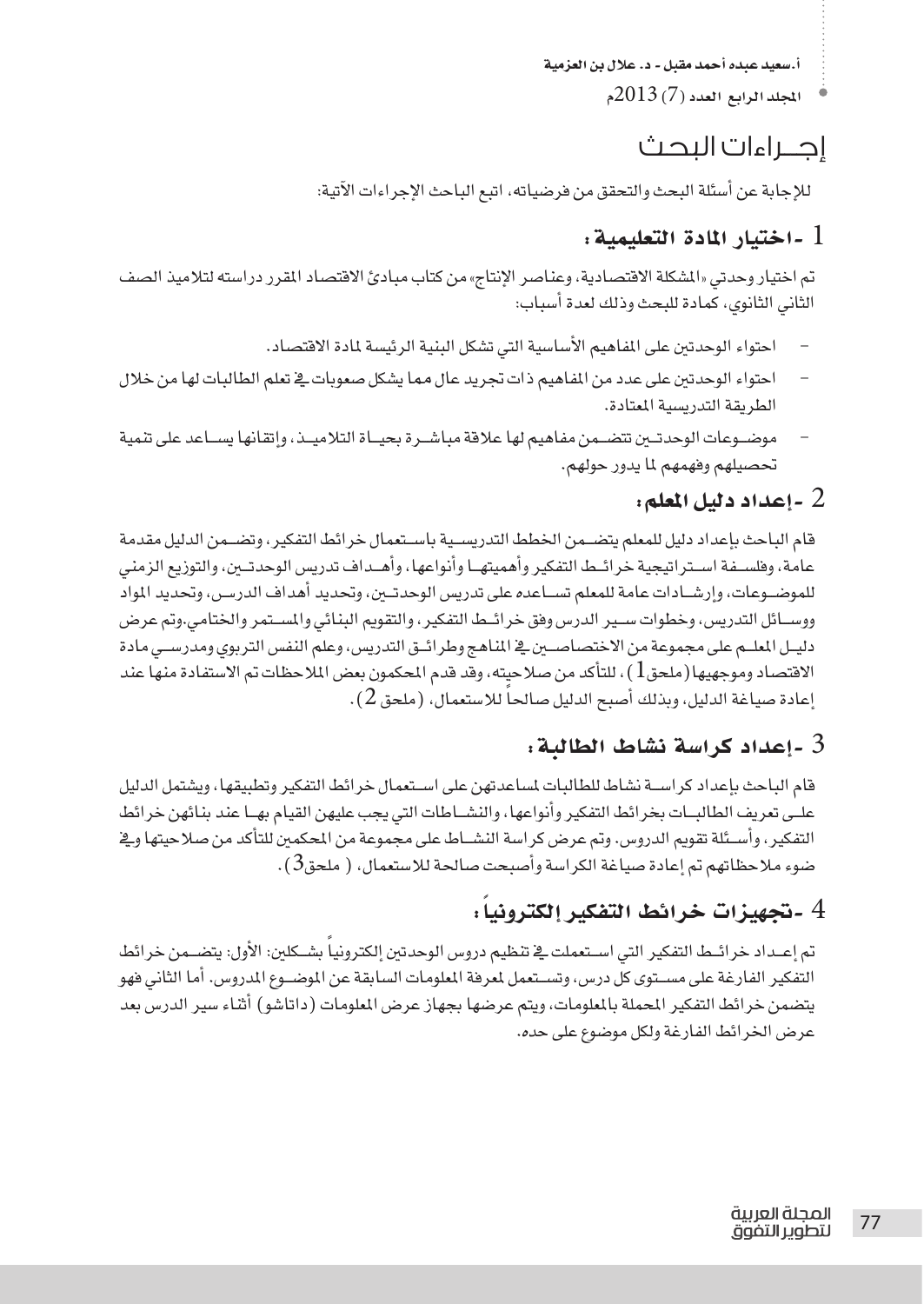# إجـــراءات البحـث

للإجابة عن أسئلة البحث والتحقق من فرضياته، اتبع الباحث الإجراءات الآتية:

## 1 -اختيار المادة التعليمية:

تم اختيار وحدتي «المشكلة الاقتصادية، وعناصر الإنتاج» من كتاب مبادئ الاقتصاد المقرر دراسته لتلاميذ الصف الثاني الثانوي، كمادة للبحث وذلك لعدة أسباب:

- احتواء الوحدتين على المفاهيم الأساسية التي تشكل البنية الرئيسة لمادة الاقتصاد.
- احتواء الوحدتين على عدد من المفاهيم ذات تجريد عال مما يشكل صعوبات في تعلم الطالبات لها من خلال الطريقة التدريسية المعتادة.
- موضـوعات الوحدتـين تتضـمن مفاهيم لها علاقة مباشـرة بحيـاة التلاميـذ، وإتقانها يسـاعد على تنمية تحصيلهم وفهمهم لما يدور حولهم.

## 2 -إعداد دليل المعلم:

قام الباحث بإعداد دليل للمعلم يتضـمن الخطط التدريسـية باسـتعمال خرائط التفكير، وتضـمن الدليل مقدمة عامة، وفلسـفة اسـتراتيجية خرائـط التفكير وأهميتهـا وأنواعها، وأهـداف تدريس الوحدتـين، والتوزيع الزمني للموضـوعات، وإرشـادات عامة للمعلم تسـاعده على تدريس الوحدتـين، وتحديد أهداف الدرس، وتحديد المواد ووسـائل التدريس، وخطوات سـير الدرس وفق خرائـط التفكير، والتقويم البنائي والمسـتمر والختامي.وتم عرض دليـل المعلـم على مجموعة من الاختصاصـين في المناهج وطرائـق التدريس، وعلم النفس التربوي ومدرسـي مادة الاقتصاد وموجهيها (ملحق 1)، للتأكد من صلاحيته، وقد قدم المحكمون بعض الملاحظات تم الاستفادة منها عند إعادة صياغة الدليل، وبذلك أصبح الدليل صالحاً للاستعمال، (ملحق 2).

## 3 -إعداد كراسة نشاط الطالبة:

قام الباحث بإعداد كراسـة نشاط للطالبات لمساعدتهن على اسـتعمال خرائط التفكير وتطبيقها، ويشتمل الدليل علـى تعريف الطالبـات بخرائط التفكير وأنواعها، والنشـاطات التي يجب عليهن القيام بهـا عند بنائهن خرائط التفكير، وأسـئلة تقويم الدروس. وتم عرض كراسة النشـاط على مجموعة من المحكمين للتأكد من صلاحيتها وفي ضوء ملاحظاتهم تم إعادة صياغة الكراسة وأصبحت صالحة للاستعمال، ( ملحق 3).

## 4 -تجهيزات خرائط التفكير إلكترونياً:

تم إعـداد خرائـط التفكير التي اسـتعملت في تنظيم دروس الوحدتين إلكترونياً بشـكلين: الأول: يتضـمن خرائط التفكير الفارغة على مسـتوى كل درس، وتسـتعمل لمعرفة المعلومات السابقة عن الموضـوع المدروس. أما الثاني فهو يتضمن خرائط التفكير المحملة بالمعلومات، ويتم عرضها بجهاز عرض المعلومات (داتاشو) أثناء سير الدرس بعد عرض الخرائط الفارغة ولكل موضوع على حده.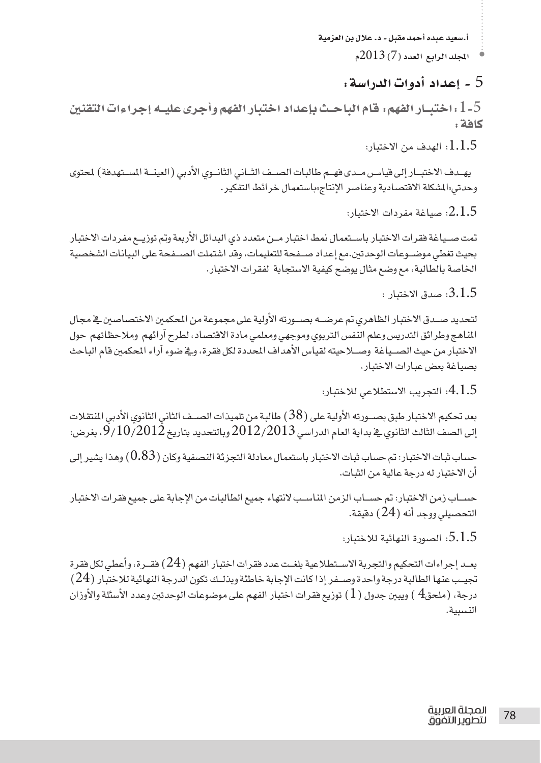## 5 - إعداد أدوات الدراسة:

### 5-1: اختبـار الفهم: قام الباحـث بإعداد اختبار الفهم وأجرى عليـه إجراءات التقنين كافة:

1.1.5: الهدف من الاختبار:

يهـدف الاختبـار إلى قياس مـدى فهـم طالبات الصـف الثـاني الثانـوي الأدبي (العينـة المسـتهدفة) لمحتوى وحدتي «المشكلة الاقتصادية وعناصر الإنتاج» باستعمال خرائط التفكير.

2.1.5: صياغة مفردات الاختبار:

تمت صـياغة فقرات الاختبار باسـتعمال نمط اختبار مـن متعدد ذي البدائل الأربعة وتم توزيـع مفردات الاختبار بحيث تغطي موضـوعات الوحدتين. مع إعداد صـفحة للتعليمات، وقد اشتملت الصـفحة على البيانات الشخصية الخاصة بالطالبة، مع وضع مثال يوضح كيفية الاستجابة لفقرات الاختبار.

3.1.5: صدق الاختبار:

لتحديد صـدق الاختبار الظاهري تم عرضـه بصـورته الأولية على مجموعة من المحكمين الاختصاصين في مجال المناهج وطرائق التدريس وعلم النفس التربوي وموجهي ومعلمي مادة الاقتصاد، لطرح آرائهم وملاحظاتهم حول الاختبار من حيث الصـياغة وصـلاحيته لقياس الأهداف المحددة لكل فقرة، وفي ضوء آراء المحكمين قام الباحث بصياغة بعض عبارات الاختبار.

4.1.5: التجريب الاستطلاعي للاختبار:

بعد تحكيم الاختبار طبق بصـورته الأولية على (38) طالبة من تلميذات الصـف الثاني الثانوي الأدبي المنتقلات إلى الصف الثالث الثانوي في بداية العام الدراسي 2012/2013 وبالتحديد بتاريخ 9/10/2012، بغرض:

حساب ثبات الاختبار: تم حساب ثبات الاختبار باستعمال معادلة التجزئة النصفية وكان (0.83) وهذا يشير إلى أن الاختبار له درجة عالية من الثبات.

حسـاب زمن الاختبار: تم حسـاب الزمن المناسـب لانتهاء جميع الطالبات من الإجابة على جميع فقرات الاختبار التحصيلي ووجد أنه (24) دقيقة.

5.1.5: الصورة النهائية للاختبار:

بعـد إجراءات التحكيم والتجربة الاسـتطلاعية بلغـت عدد فقرات اختبار الفهم (24) فقـرة، وأعطي لكل فقرة تجيـب عنها الطالبة درجة واحدة وصـفر إذا كانت الإجابة خاطئة وبذلـك تكون الدرجة النهائية للاختبار (24) درجة، (ملحق4) ويبين جدول (1) توزيع فقرات اختبار الفهم على موضوعات الوحدتين وعدد الأسئلة والأوزان النسبية.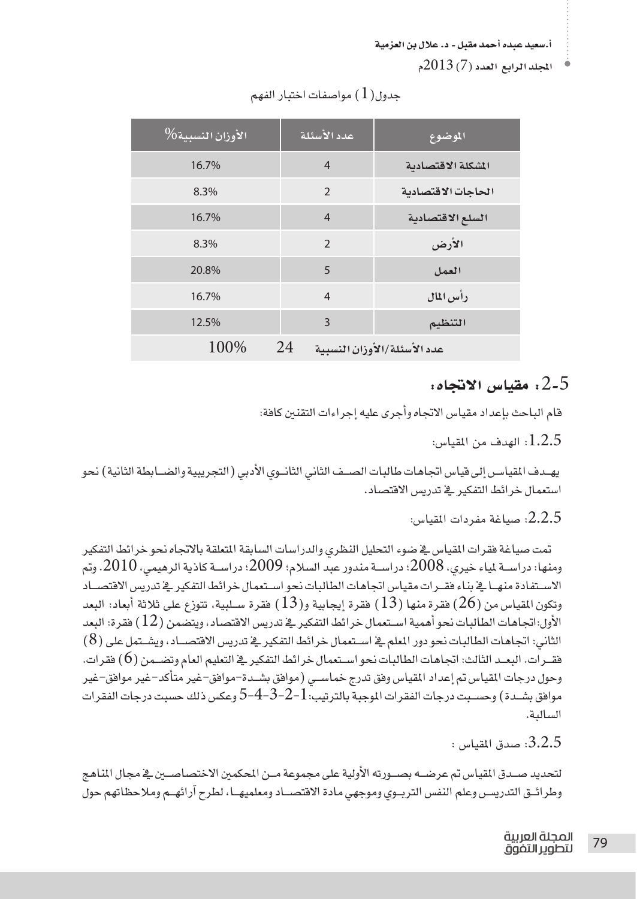جدول(1) مواصفات اختبار الفهم

| الموضوع | عدد الأسئلة | الأوزان النسبية% |
|---|---|---|
| المشكلة الاقتصادية | 4 | 16.7% |
| الحاجات الاقتصادية | 2 | 8.3% |
| السلع الاقتصادية | 4 | 16.7% |
| الأرض | 2 | 8.3% |
| العمل | 5 | 20.8% |
| رأس المال | 4 | 16.7% |
| التنظيم | 3 | 12.5% |
| عدد الأسئلة/الأوزان النسبية | 24 | 100% |

## 2-5: مقياس الاتجاه:

قام الباحث بإعداد مقياس الاتجاه وأجرى عليه إجراءات التقنين كافة:

1.2.5: الهدف من المقياس:

يهدف المقياس إلى قياس اتجاهات طالبات الصف الثاني الثانوي الأدبي (التجريبية والضابطة الثانية) نحو استعمال خرائط التفكير في تدريس الاقتصاد.

2.2.5: صياغة مفردات المقياس:

تمت صياغة فقرات المقياس في ضوء التحليل النظري والدراسات السابقة المتعلقة بالاتجاه نحو خرائط التفكير ومنها: دراسة لمياء خيري، 2008؛ دراسة مندور عبد السلام؛ 2009؛ دراسة كاذية الرهيمي، 2010. وتم الاستفادة منها في بناء فقرات مقياس اتجاهات الطالبات نحو استعمال خرائط التفكير في تدريس الاقتصاد وتكون المقياس من (26) فقرة منها (13) فقرة إيجابية و(13) فقرة سلبية، تتوزع على ثلاثة أبعاد: البعد الأول: اتجاهات الطالبات نحو أهمية استعمال خرائط التفكير في تدريس الاقتصاد، ويتضمن (12) فقرة: البعد الثاني: اتجاهات الطالبات نحو دور المعلم في استعمال خرائط التفكير في تدريس الاقتصاد، ويشتمل على (8) فقرات. البعد الثالث: اتجاهات الطالبات نحو استعمال خرائط التفكير في التعليم العام وتضمن (6) فقرات. وحول درجات المقياس تم إعداد المقياس وفق تدرج خماسي (موافق بشدة-موافق-غير متأكد-غير موافق-غير موافق بشدة) وحسبت درجات الفقرات الموجبة بالترتيب: 1-2-3-4-5 وعكس ذلك حسبت درجات الفقرات السالبة.

3.2.5: صدق المقياس :

لتحديد صدق المقياس تم عرضه بصورته الأولية على مجموعة من المحكمين الاختصاصين في مجال المناهج وطرائق التدريس وعلم النفس التربوي وموجهي مادة الاقتصاد ومعلميها، لطرح آرائهم وملاحظاتهم حول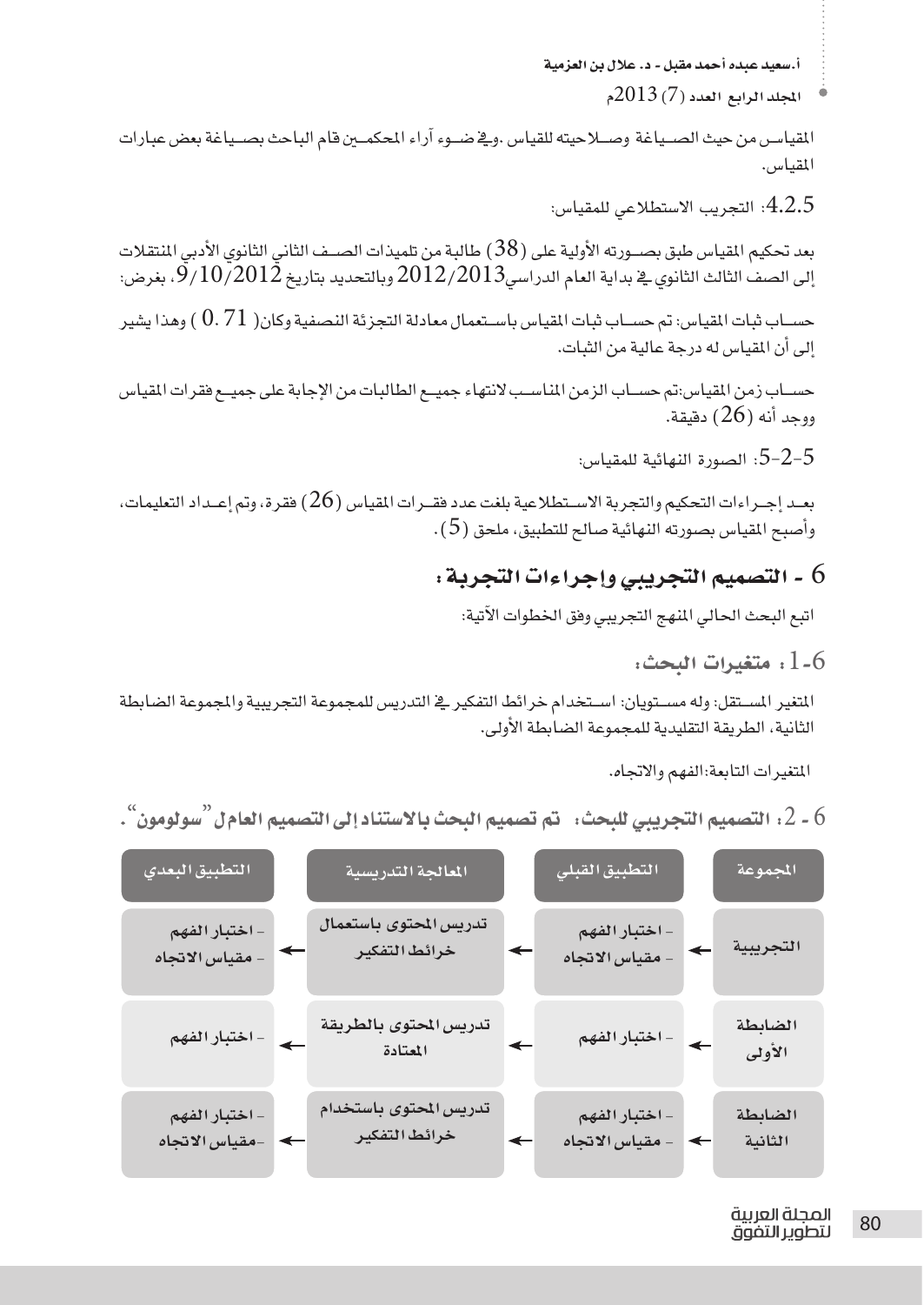المقياس من حيث الصياغة وصلاحيته للقياس .وفي ضوء آراء المحكمين قام الباحث بصياغة بعض عبارات المقياس.

4.2.5: التجريب الاستطلاعي للمقياس:

بعد تحكيم المقياس طبق بصورته الأولية على (38) طالبة من تلميذات الصف الثاني الثانوي الأدبي المنتقلات إلى الصف الثالث الثانوي في بداية العام الدراسي2012/2013 وبالتحديد بتاريخ 9/10/2012، بغرض:

حساب ثبات المقياس: تم حساب ثبات المقياس باستعمال معادلة التجزئة النصفية وكان( 0.71 ) وهذا يشير إلى أن المقياس له درجة عالية من الثبات.

حساب زمن المقياس:تم حساب الزمن المناسب لانتهاء جميع الطالبات من الإجابة على جميع فقرات المقياس ووجد أنه (26) دقيقة.

5-2-5: الصورة النهائية للمقياس:

بعد إجراءات التحكيم والتجربة الاستطلاعية بلغت عدد فقرات المقياس (26) فقرة، وتم إعداد التعليمات، وأصبح المقياس بصورته النهائية صالح للتطبيق، ملحق (5).

## 6 - التصميم التجريبي وإجراءات التجربة :

اتبع البحث الحالي المنهج التجريبي وفق الخطوات الآتية:

### 6-1 : متغيرات البحث:

المتغير المستقل: وله مستويان: استخدام خرائط التفكير في التدريس للمجموعة التجريبية والمجموعة الضابطة الثانية، الطريقة التقليدية للمجموعة الضابطة الأولى.

المتغيرات التابعة:الفهم والاتجاه.

### 6 - 2: التصميم التجريبي للبحث: تم تصميم البحث بالاستناد إلى التصميم العامل "سولومون".

| المجموعة | التطبيق القبلي | المعالجة التدريسية | التطبيق البعدي |
| --- | --- | --- | --- |
| التجريبية | - اختبار الفهم<br>- مقياس الاتجاه | تدريس المحتوى باستعمال خرائط التفكير | - اختبار الفهم<br>- مقياس الاتجاه |
| الضابطة الأولى | - اختبار الفهم | تدريس المحتوى بالطريقة المعتادة | - اختبار الفهم |
| الضابطة الثانية | - اختبار الفهم<br>- مقياس الاتجاه | تدريس المحتوى باستخدام خرائط التفكير | - اختبار الفهم<br>-مقياس الاتجاه |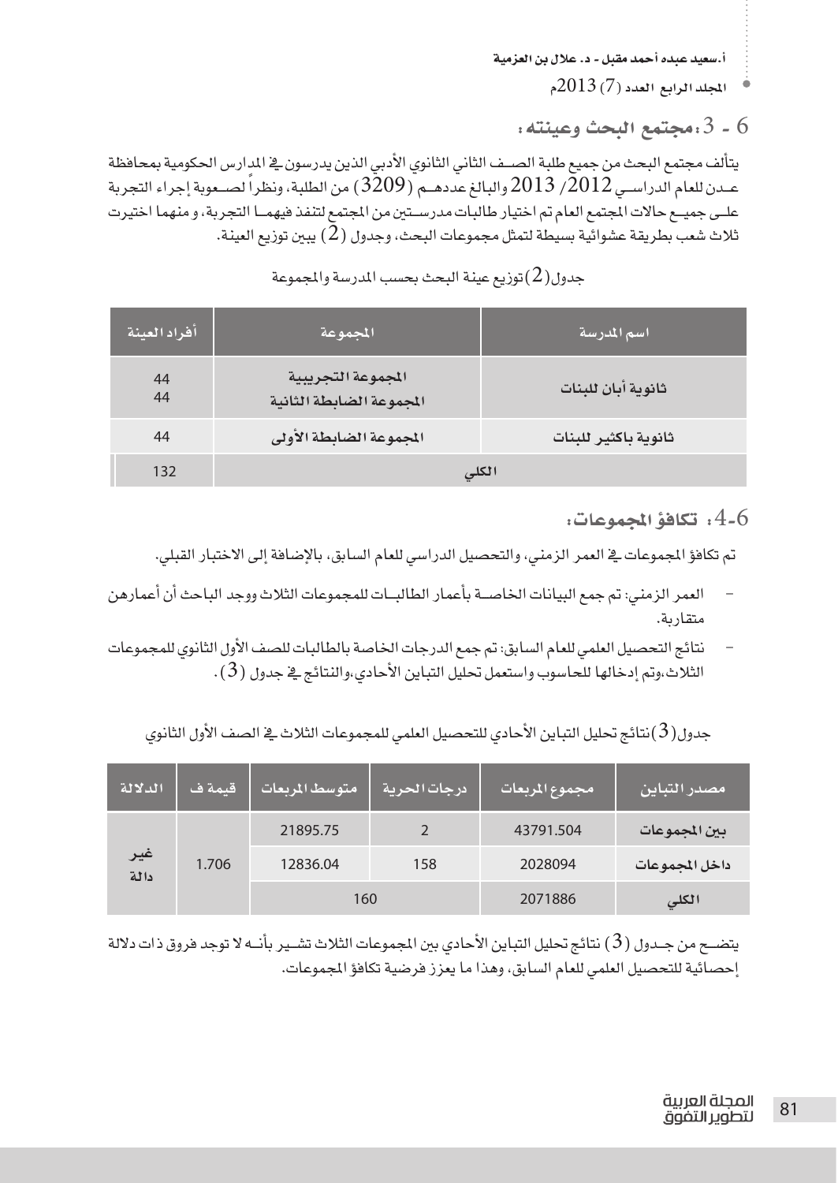## 6 - 3: مجتمع البحث وعينته:

يتألف مجتمع البحث من جميع طلبة الصف الثاني الثانوي الأدبي الذين يدرسون في المدارس الحكومية بمحافظة عدن للعام الدراسي 2012/ 2013 والبالغ عددهم (3209) من الطلبة، ونظراً لصعوبة إجراء التجربة على جميع حالات المجتمع العام تم اختيار طالبات مدرستين من المجتمع لتنفذ فيهما التجربة، و منهما اختيرت ثلاث شعب بطريقة عشوائية بسيطة لتمثل مجموعات البحث، وجدول (2) يبين توزيع العينة.

جدول(2)توزيع عينة البحث بحسب المدرسة والمجموعة

| اسم المدرسة | المجموعة | أفراد العينة |
| --- | --- | --- |
| ثانوية أبان للبنات | المجموعة التجريبية<br>المجموعة الضابطة الثانية | 44<br>44 |
| ثانوية باكثير للبنات | المجموعة الضابطة الأولى | 44 |
| الكلي | | 132 |

## 6-4: تكافؤ المجموعات:

تم تكافؤ المجموعات في العمر الزمني، والتحصيل الدراسي للعام السابق، بالإضافة إلى الاختبار القبلي.

- العمر الزمني: تم جمع البيانات الخاصة بأعمار الطالبات للمجموعات الثلاث ووجد الباحث أن أعمارهن متقاربة.
- نتائج التحصيل العلمي للعام السابق: تم جمع الدرجات الخاصة بالطالبات للصف الأول الثانوي للمجموعات الثلاث،وتم إدخالها للحاسوب واستعمل تحليل التباين الأحادي،والنتائج في جدول (3).

جدول(3)نتائج تحليل التباين الأحادي للتحصيل العلمي للمجموعات الثلاث في الصف الأول الثانوي

| مصدر التباين | مجموع المربعات | درجات الحرية | متوسط المربعات | قيمة ف | الدلالة |
| --- | --- | --- | --- | --- | --- |
| بين المجموعات | 43791.504 | 2 | 21895.75 | 1.706 | غير دالة |
| داخل المجموعات | 2028094 | 158 | 12836.04 | | |
| الكلي | 2071886 | 160 | | | |

يتضح من جدول (3) نتائج تحليل التباين الأحادي بين المجموعات الثلاث تشير بأنه لا توجد فروق ذات دلالة إحصائية للتحصيل العلمي للعام السابق، وهذا ما يعزز فرضية تكافؤ المجموعات.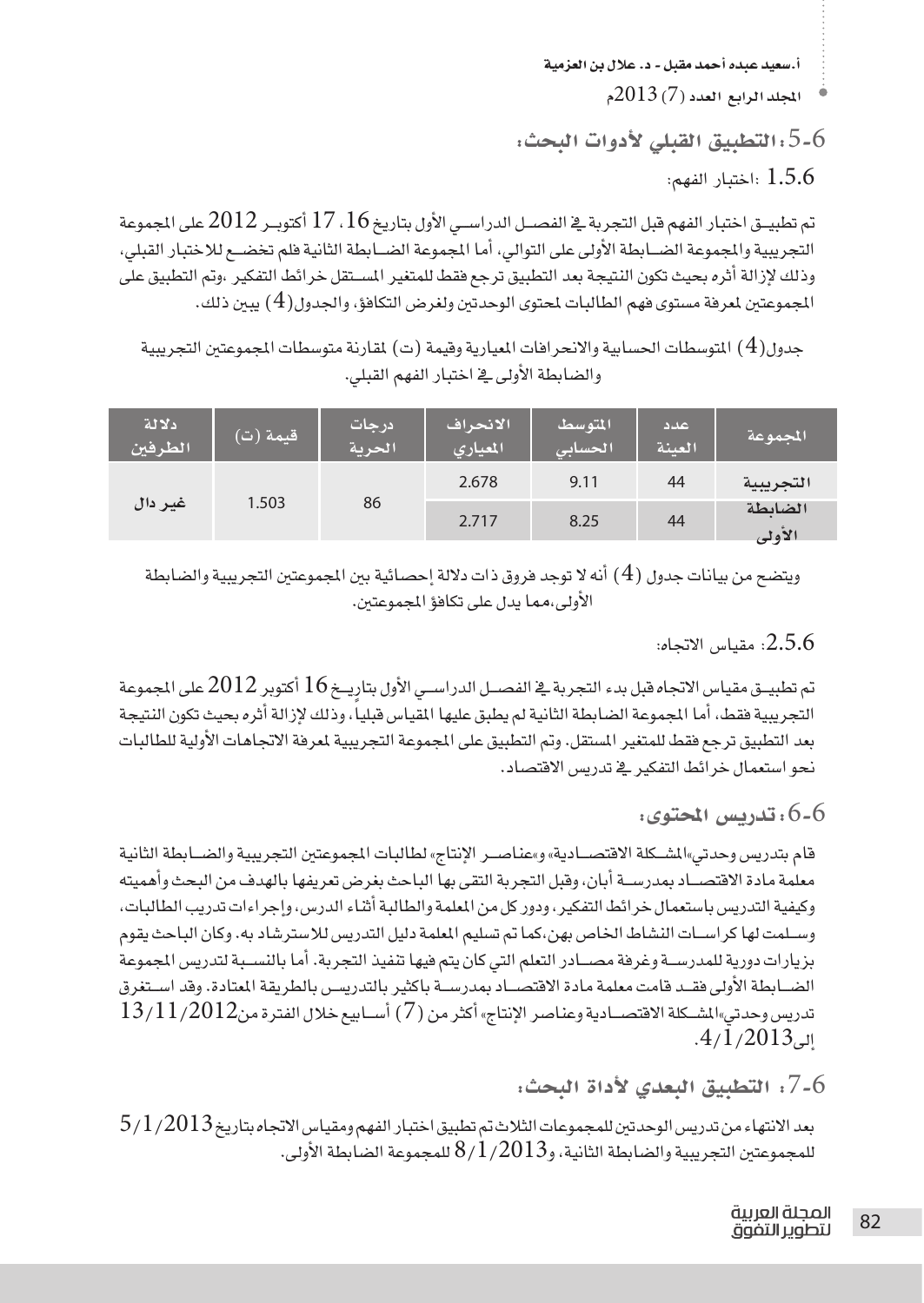## 6-5: التطبيق القبلي لأدوات البحث:

### 1.5.6 :اختبار الفهم:

تم تطبيـق اختبار الفهم قبل التجربة في الفصـل الدراسـي الأول بتاريخ 16، 17 أكتوبـر 2012 على المجموعة التجريبية والمجموعة الضـابطة الأولى على التوالي، أما المجموعة الضـابطة الثانية فلم تخضـع للاختبار القبلي، وذلك لإزالة أثره بحيث تكون النتيجة بعد التطبيق ترجع فقط للمتغير المسـتقل خرائط التفكير ،وتم التطبيق على المجموعتين لمعرفة مستوى فهم الطالبات لمحتوى الوحدتين ولغرض التكافؤ، والجدول(4) يبين ذلك.

جدول(4) المتوسطات الحسابية والانحرافات المعيارية وقيمة (ت) لمقارنة متوسطات المجموعتين التجريبية والضابطة الأولى في اختبار الفهم القبلي.

| المجموعة | عدد العينة | المتوسط الحسابي | الانحراف المعياري | درجات الحرية | قيمة (ت) | دلالة الطرفين |
|---|---|---|---|---|---|---|
| التجريبية | 44 | 9.11 | 2.678 | 86 | 1.503 | غير دال |
| الضابطة الأولى | 44 | 8.25 | 2.717 | | | |

ويتضح من بيانات جدول (4) أنه لا توجد فروق ذات دلالة إحصائية بين المجموعتين التجريبية والضابطة الأولى،مما يدل على تكافؤ المجموعتين.

### 2.5.6: مقياس الاتجاه:

تم تطبيـق مقياس الاتجاه قبل بدء التجربة في الفصـل الدراسـي الأول بتاريـخ 16 أكتوبر 2012 على المجموعة التجريبية فقط، أما المجموعة الضابطة الثانية لم يطبق عليها المقياس قبلياً، وذلك لإزالة أثره بحيث تكون النتيجة بعد التطبيق ترجع فقط للمتغير المستقل. وتم التطبيق على المجموعة التجريبية لمعرفة الاتجاهات الأولية للطالبات نحو استعمال خرائط التفكير في تدريس الاقتصاد.

## 6-6: تدريس المحتوى:

قام بتدريس وحدتي«المشـكلة الاقتصـادية» و«عناصـر الإنتاج» لطالبات المجموعتين التجريبية والضـابطة الثانية معلمة مادة الاقتصـاد بمدرسـة أبان، وقبل التجربة التقى بها الباحث بغرض تعريفها بالهدف من البحث وأهميته وكيفية التدريس باستعمال خرائط التفكير، ودور كل من المعلمة والطالبة أثناء الدرس، وإجراءات تدريب الطالبات، وسـلمت لها كراسـات النشاط الخاص بهن،كما تم تسليم المعلمة دليل التدريس للاسترشاد به. وكان الباحث يقوم بزيارات دورية للمدرسـة وغرفة مصـادر التعلم التي كان يتم فيها تنفيذ التجربة. أما بالنسـبة لتدريس المجموعة الضـابطة الأولى فقـد قامت معلمة مادة الاقتصـاد بمدرسـة باكثير بالتدريـس بالطريقة المعتادة. وقد اسـتغرق تدريس وحدتي«المشـكلة الاقتصـادية وعناصر الإنتاج» أكثر من (7) أسـابيع خلال الفترة من13/11/2012 إلى4/1/2013.

## 6-7: التطبيق البعدي لأداة البحث:

بعد الانتهاء من تدريس الوحدتين للمجموعات الثلاث تم تطبيق اختبار الفهم ومقياس الاتجاه بتاريخ 5/1/2013 للمجموعتين التجريبية والضابطة الثانية، و8/1/2013 للمجموعة الضابطة الأولى.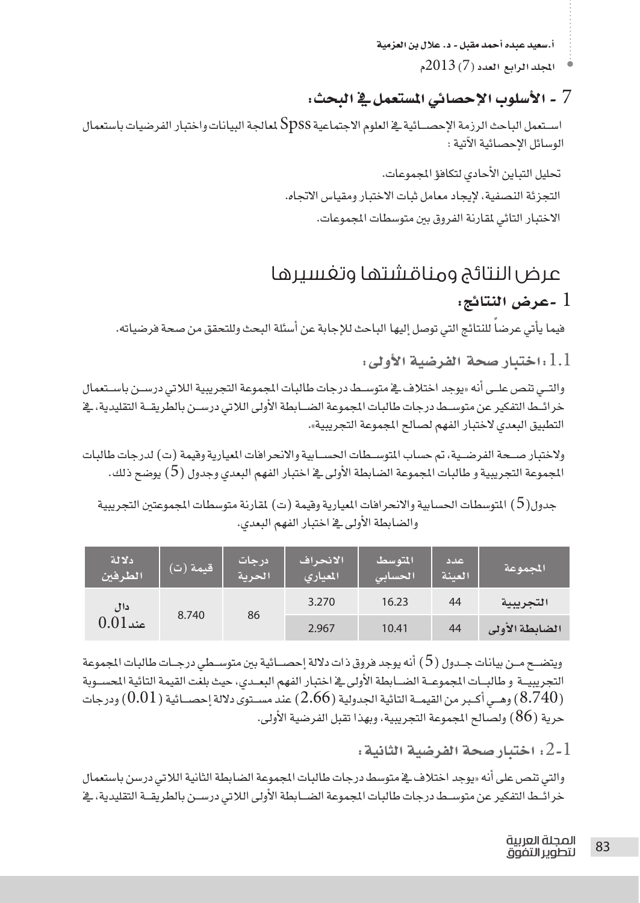## 7 - الأسلوب الإحصائي المستعمل في البحث:

استعمل الباحث الرزمة الإحصائية في العلوم الاجتماعية Spss لمعالجة البيانات واختبار الفرضيات باستعمال الوسائل الإحصائية الآتية :

تحليل التباين الأحادي لتكافؤ المجموعات.

التجزئة النصفية، لإيجاد معامل ثبات الاختبار ومقياس الاتجاه.

الاختبار التائي لمقارنة الفروق بين متوسطات المجموعات.

# عرض النتائج ومناقشتها وتفسيرها

## 1 -عرض النتائج:

فيما يأتي عرضاً للنتائج التي توصل إليها الباحث للإجابة عن أسئلة البحث وللتحقق من صحة فرضياته.

### 1.1 :اختبار صحة الفرضية الأولى:

والتي تنص على أنه «يوجد اختلاف في متوسط درجات طالبات المجموعة التجريبية اللاتي درسن باستعمال خرائط التفكير عن متوسط درجات طالبات المجموعة الضابطة الأولى اللاتي درسن بالطريقة التقليدية، في التطبيق البعدي لاختبار الفهم لصالح المجموعة التجريبية».

ولاختبار صحة الفرضية، تم حساب المتوسطات الحسابية والانحرافات المعيارية وقيمة (ت) لدرجات طالبات المجموعة التجريبية و طالبات المجموعة الضابطة الأولى في اختبار الفهم البعدي وجدول (5) يوضح ذلك.

جدول(5) المتوسطات الحسابية والانحرافات المعيارية وقيمة (ت) لمقارنة متوسطات المجموعتين التجريبية والضابطة الأولى في اختبار الفهم البعدي.

| المجموعة | عدد العينة | المتوسط الحسابي | الانحراف المعياري | درجات الحرية | قيمة (ت) | دلالة الطرفين |
|---|---|---|---|---|---|---|
| التجريبية | 44 | 16.23 | 3.270 | 86 | 8.740 | دال عند 0.01 |
| الضابطة الأولى | 44 | 10.41 | 2.967 | | | |

ويتضح من بيانات جدول (5) أنه يوجد فروق ذات دلالة إحصائية بين متوسطي درجات طالبات المجموعة التجريبية و طالبات المجموعة الضابطة الأولى في اختبار الفهم البعدي، حيث بلغت القيمة التائية المحسوبة (8.740) وهي أكبر من القيمة التائية الجدولية (2.66) عند مستوى دلالة إحصائية (0.01) ودرجات حرية (86) ولصالح المجموعة التجريبية، وبهذا تقبل الفرضية الأولى.

### 2-1: اختبار صحة الفرضية الثانية:

والتي تنص على أنه «يوجد اختلاف في متوسط درجات طالبات المجموعة الضابطة الثانية اللاتي درسن باستعمال خرائط التفكير عن متوسط درجات طالبات المجموعة الضابطة الأولى اللاتي درسن بالطريقة التقليدية، في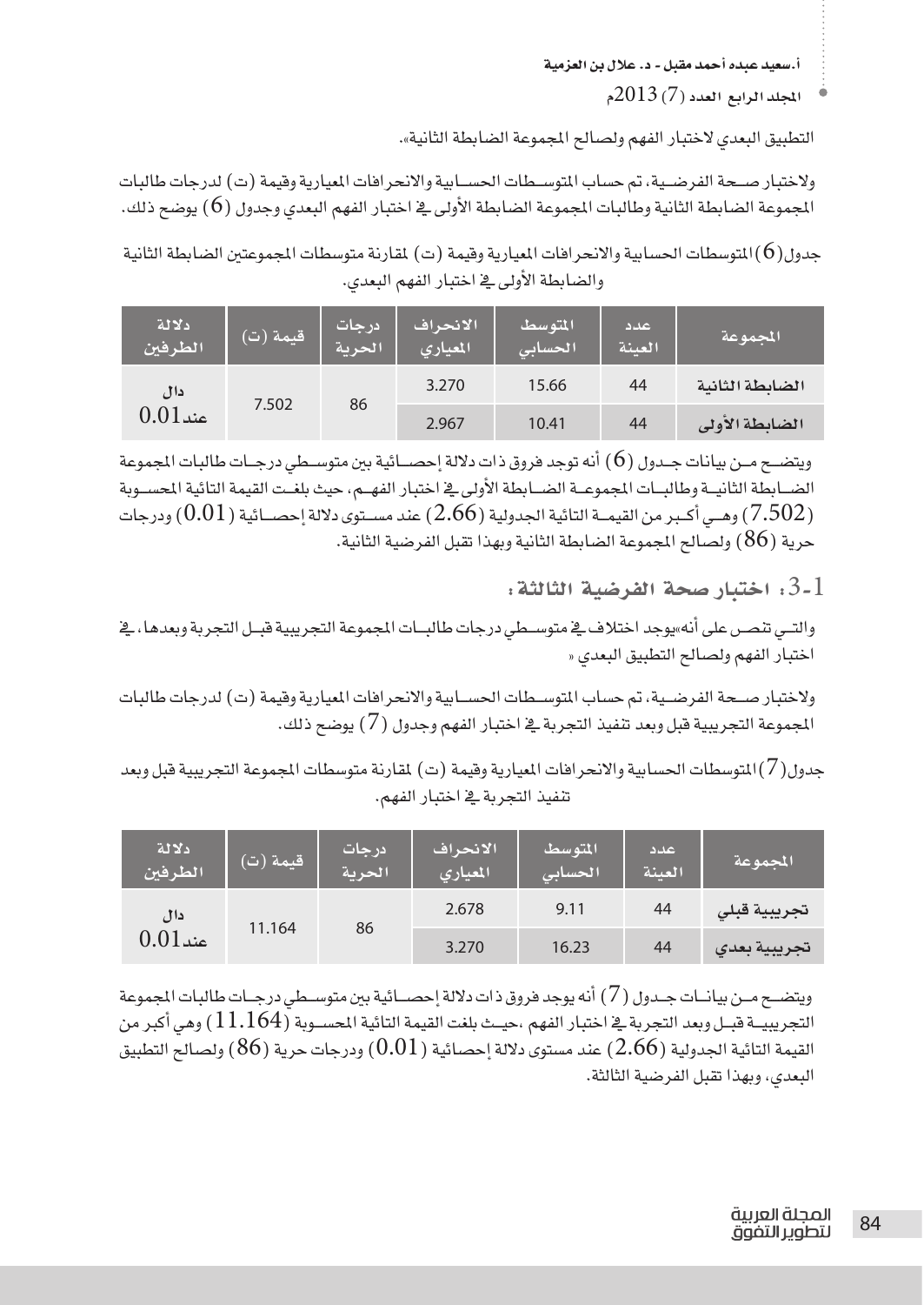التطبيق البعدي لاختبار الفهم ولصالح المجموعة الضابطة الثانية».

ولاختبار صحة الفرضية، تم حساب المتوسطات الحسابية والانحرافات المعيارية وقيمة (ت) لدرجات طالبات المجموعة الضابطة الثانية وطالبات المجموعة الضابطة الأولى في اختبار الفهم البعدي وجدول (6) يوضح ذلك.

جدول(6) المتوسطات الحسابية والانحرافات المعيارية وقيمة (ت) لمقارنة متوسطات المجموعتين الضابطة الثانية والضابطة الأولى في اختبار الفهم البعدي.

| المجموعة | عدد العينة | المتوسط الحسابي | الانحراف المعياري | درجات الحرية | قيمة (ت) | دلالة الطرفين |
|---|---|---|---|---|---|---|
| الضابطة الثانية | 44 | 15.66 | 3.270 | 86 | 7.502 | دال عند 0.01 |
| الضابطة الأولى | 44 | 10.41 | 2.967 | | | |

ويتضح من بيانات جدول (6) أنه توجد فروق ذات دلالة إحصائية بين متوسطي درجات طالبات المجموعة الضابطة الثانية وطالبات المجموعة الضابطة الأولى في اختبار الفهم، حيث بلغت القيمة التائية المحسوبة (7.502) وهي أكبر من القيمة التائية الجدولية (2.66) عند مستوى دلالة إحصائية (0.01) ودرجات حرية (86) ولصالح المجموعة الضابطة الثانية وبهذا تقبل الفرضية الثانية.

### 3-1: اختبار صحة الفرضية الثالثة:

والتي تنص على أنه«يوجد اختلاف في متوسطي درجات طالبات المجموعة التجريبية قبل التجربة وبعدها، في اختبار الفهم ولصالح التطبيق البعدي »

ولاختبار صحة الفرضية، تم حساب المتوسطات الحسابية والانحرافات المعيارية وقيمة (ت) لدرجات طالبات المجموعة التجريبية قبل وبعد تنفيذ التجربة في اختبار الفهم وجدول (7) يوضح ذلك.

جدول(7) المتوسطات الحسابية والانحرافات المعيارية وقيمة (ت) لمقارنة متوسطات المجموعة التجريبية قبل وبعد تنفيذ التجربة في اختبار الفهم.

| المجموعة | عدد العينة | المتوسط الحسابي | الانحراف المعياري | درجات الحرية | قيمة (ت) | دلالة الطرفين |
|---|---|---|---|---|---|---|
| تجريبية قبلي | 44 | 9.11 | 2.678 | 86 | 11.164 | دال عند 0.01 |
| تجريبية بعدي | 44 | 16.23 | 3.270 | | | |

ويتضح من بيانات جدول (7) أنه يوجد فروق ذات دلالة إحصائية بين متوسطي درجات طالبات المجموعة التجريبية قبل وبعد التجربة في اختبار الفهم ،حيث بلغت القيمة التائية المحسوبة (11.164) وهي أكبر من القيمة التائية الجدولية (2.66) عند مستوى دلالة إحصائية (0.01) ودرجات حرية (86) ولصالح التطبيق البعدي، وبهذا تقبل الفرضية الثالثة.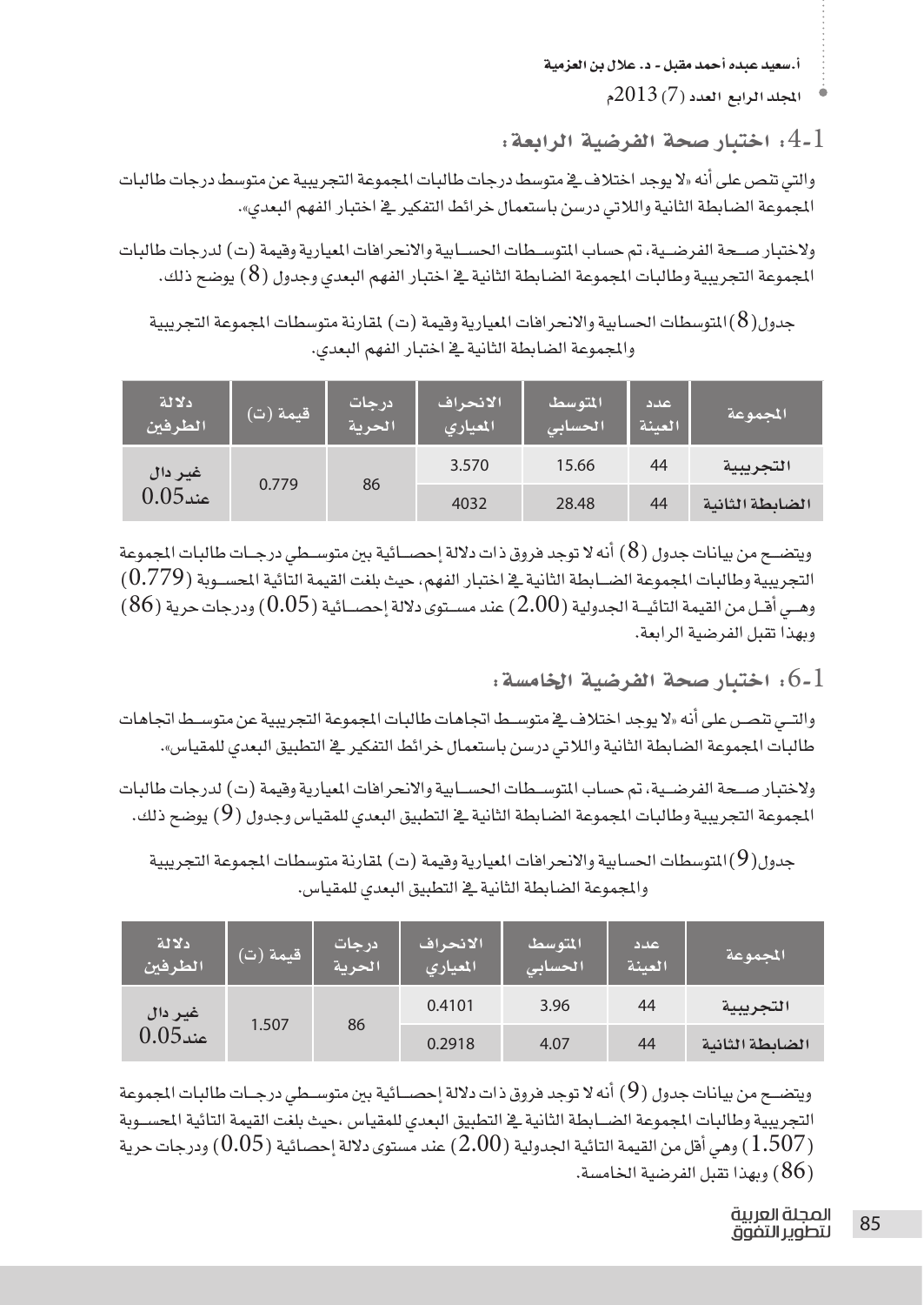## 4-1: اختبار صحة الفرضية الرابعة:

والتي تنص على أنه «لا يوجد اختلاف في متوسط درجات طالبات المجموعة التجريبية عن متوسط درجات طالبات المجموعة الضابطة الثانية واللاتي درسن باستعمال خرائط التفكير في اختبار الفهم البعدي».

ولاختبار صحة الفرضية، تم حساب المتوسطات الحسابية والانحرافات المعيارية وقيمة (ت) لدرجات طالبات المجموعة التجريبية وطالبات المجموعة الضابطة الثانية في اختبار الفهم البعدي وجدول (8) يوضح ذلك.

جدول(8) المتوسطات الحسابية والانحرافات المعيارية وقيمة (ت) لمقارنة متوسطات المجموعة التجريبية والمجموعة الضابطة الثانية في اختبار الفهم البعدي.

| المجموعة | عدد العينة | المتوسط الحسابي | الانحراف المعياري | درجات الحرية | قيمة (ت) | دلالة الطرفين |
|---|---|---|---|---|---|---|
| التجريبية | 44 | 15.66 | 3.570 | 86 | 0.779 | غير دال عند 0.05 |
| الضابطة الثانية | 44 | 28.48 | 4032 | | | |

ويتضح من بيانات جدول (8) أنه لا توجد فروق ذات دلالة إحصائية بين متوسطي درجات طالبات المجموعة التجريبية وطالبات المجموعة الضابطة الثانية في اختبار الفهم، حيث بلغت القيمة التائية المحسوبة (0.779) وهي أقل من القيمة التائية الجدولية (2.00) عند مستوى دلالة إحصائية (0.05) ودرجات حرية (86) وبهذا تقبل الفرضية الرابعة.

## 6-1: اختبار صحة الفرضية الخامسة:

والتي تنص على أنه «لا يوجد اختلاف في متوسط اتجاهات طالبات المجموعة التجريبية عن متوسط اتجاهات طالبات المجموعة الضابطة الثانية واللاتي درسن باستعمال خرائط التفكير في التطبيق البعدي للمقياس».

ولاختبار صحة الفرضية، تم حساب المتوسطات الحسابية والانحرافات المعيارية وقيمة (ت) لدرجات طالبات المجموعة التجريبية وطالبات المجموعة الضابطة الثانية في التطبيق البعدي للمقياس وجدول (9) يوضح ذلك.

جدول(9) المتوسطات الحسابية والانحرافات المعيارية وقيمة (ت) لمقارنة متوسطات المجموعة التجريبية والمجموعة الضابطة الثانية في التطبيق البعدي للمقياس.

| المجموعة | عدد العينة | المتوسط الحسابي | الانحراف المعياري | درجات الحرية | قيمة (ت) | دلالة الطرفين |
|---|---|---|---|---|---|---|
| التجريبية | 44 | 3.96 | 0.4101 | 86 | 1.507 | غير دال عند 0.05 |
| الضابطة الثانية | 44 | 4.07 | 0.2918 | | | |

ويتضح من بيانات جدول (9) أنه لا توجد فروق ذات دلالة إحصائية بين متوسطي درجات طالبات المجموعة التجريبية وطالبات المجموعة الضابطة الثانية في التطبيق البعدي للمقياس ،حيث بلغت القيمة التائية المحسوبة (1.507) وهي أقل من القيمة التائية الجدولية (2.00) عند مستوى دلالة إحصائية (0.05) ودرجات حرية (86) وبهذا تقبل الفرضية الخامسة.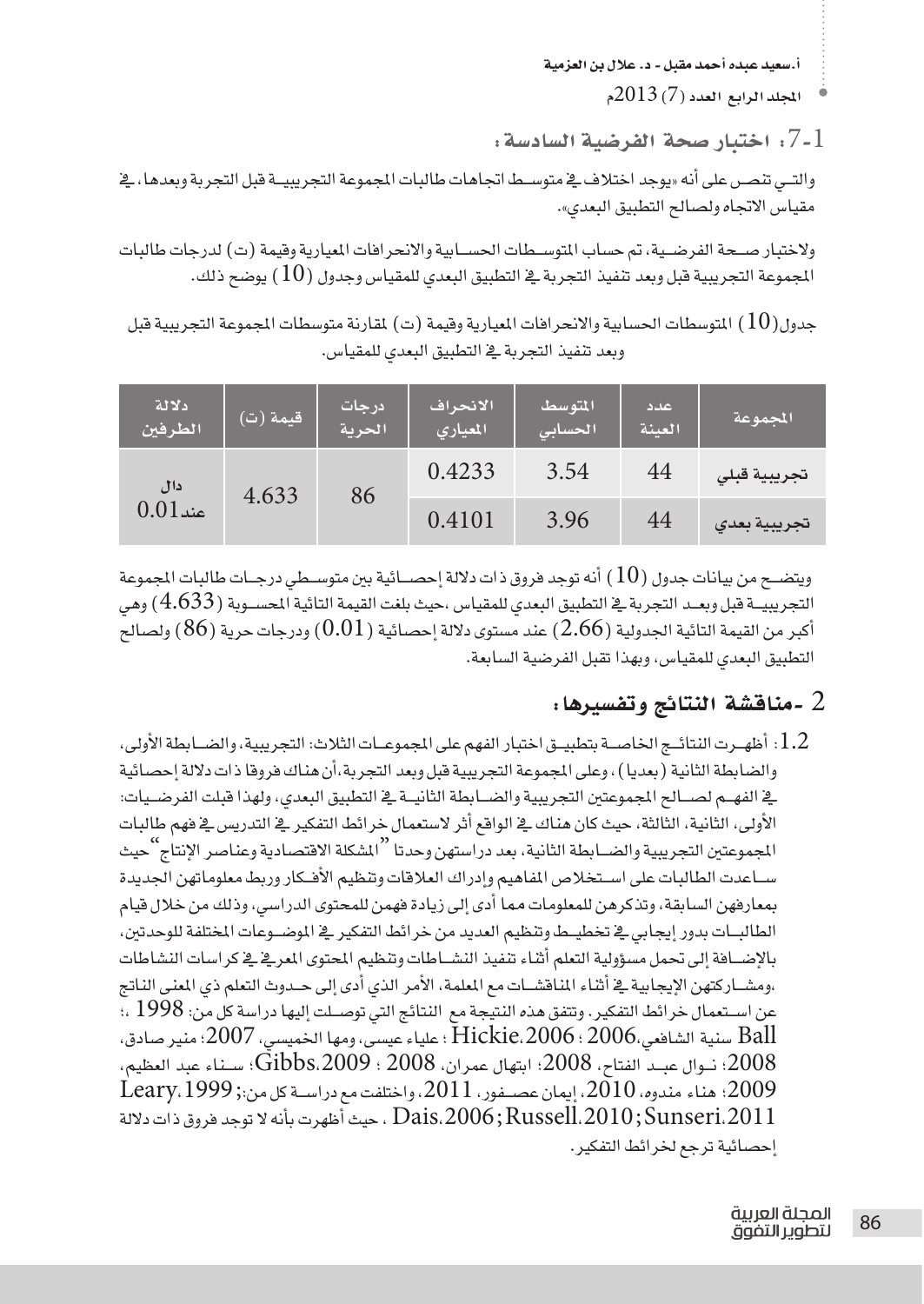### 7-1: اختبار صحة الفرضية السادسة:

والتـي تنص على أنه «يوجد اختلاف في متوسـط اتجاهات طالبات المجموعة التجريبيـة قبل التجربة وبعدها، في مقياس الاتجاه ولصالح التطبيق البعدي».

ولاختبار صـحة الفرضـية، تم حساب المتوسـطات الحسـابية والانحرافات المعيارية وقيمة (ت) لدرجات طالبات المجموعة التجريبية قبل وبعد تنفيذ التجربة في التطبيق البعدي للمقياس وجدول (10) يوضح ذلك.

جدول(10) المتوسطات الحسابية والانحرافات المعيارية وقيمة (ت) لمقارنة متوسطات المجموعة التجريبية قبل وبعد تنفيذ التجربة في التطبيق البعدي للمقياس.

| المجموعة | عدد العينة | المتوسط الحسابي | الانحراف المعياري | درجات الحرية | قيمة (ت) | دلالة الطرفين |
|---|---|---|---|---|---|---|
| تجريبية قبلي | 44 | 3.54 | 0.4233 | 86 | 4.633 | دال عند 0.01 |
| تجريبية بعدي | 44 | 3.96 | 0.4101 | | | |

ويتضـح من بيانات جدول (10) أنه توجد فروق ذات دلالة إحصـائية بين متوسـطي درجـات طالبات المجموعة التجريبيـة قبل وبعـد التجربة في التطبيق البعدي للمقياس ،حيث بلغت القيمة التائية المحسـوبة (4.633) وهي أكبر من القيمة التائية الجدولية (2.66) عند مستوى دلالة إحصائية (0.01) ودرجات حرية (86) ولصالح التطبيق البعدي للمقياس، وبهذا تقبل الفرضية السابعة.

## 2 -مناقشة النتائج وتفسيرها:

1.2: أظهـرت النتائـج الخاصـة بتطبيـق اختبار الفهم على المجموعـات الثلاث: التجريبية، والضـابطة الأولى، والضابطة الثانية (بعديا)، وعلى المجموعة التجريبية قبل وبعد التجربة،أن هناك فروقا ذات دلالة إحصائية في الفهـم لصـالح المجموعتين التجريبية والضـابطة الثانيـة في التطبيق البعدي، ولهذا قبلت الفرضـيات: الأولى، الثانية، الثالثة، حيث كان هناك في الواقع أثر لاستعمال خرائط التفكير في التدريس في فهم طالبات المجموعتين التجريبية والضـابطة الثانية، بعد دراستهن وحدتا "المشكلة الاقتصادية وعناصر الإنتاج" حيث سـاعدت الطالبات على اسـتخلاص المفاهيم وإدراك العلاقات وتنظيم الأفـكار وربط معلوماتهن الجديدة بمعارفهن السابقة، وتذكرهن للمعلومات مما أدى إلى زيادة فهمن للمحتوى الدراسي، وذلك من خلال قيام الطالبـات بدور إيجابي في تخطيـط وتنظيم العديد من خرائط التفكير في الموضـوعات المختلفة للوحدتين، بالإضـافة إلى تحمل مسؤولية التعلم أثناء تنفيذ النشـاطات وتنظيم المحتوى المعرفي في كراسات النشاطات ،ومشـاركتهن الإيجابية في أثناء المناقشـات مع المعلمة، الأمر الذي أدى إلى حـدوث التعلم ذي المعنى الناتج عن اسـتعمال خرائط التفكير. وتتفق هذه النتيجة مع النتائج التي توصـلت إليها دراسة كل من: 1998 ،؛ Ball سنية الشافعي،2006 ؛ Hickie،2006 ؛ علياء عيسى، ومها الخميسي، 2007؛ منير صادق، 2008؛ نـوال عبـد الفتاح، 2008؛ ابتهال عمران، 2008 ؛ Gibbs،2009؛ سـناء عبد العظيم، 2009؛ هناء مندوه، 2010، إيمان عصـفور، 2011، واختلفت مع دراسـة كل من:; Leary،1999 Dais،2006; Russell،2010; Sunseri،2011 ، حيث أظهرت بأنه لا توجد فروق ذات دلالة إحصائية ترجع لخرائط التفكير.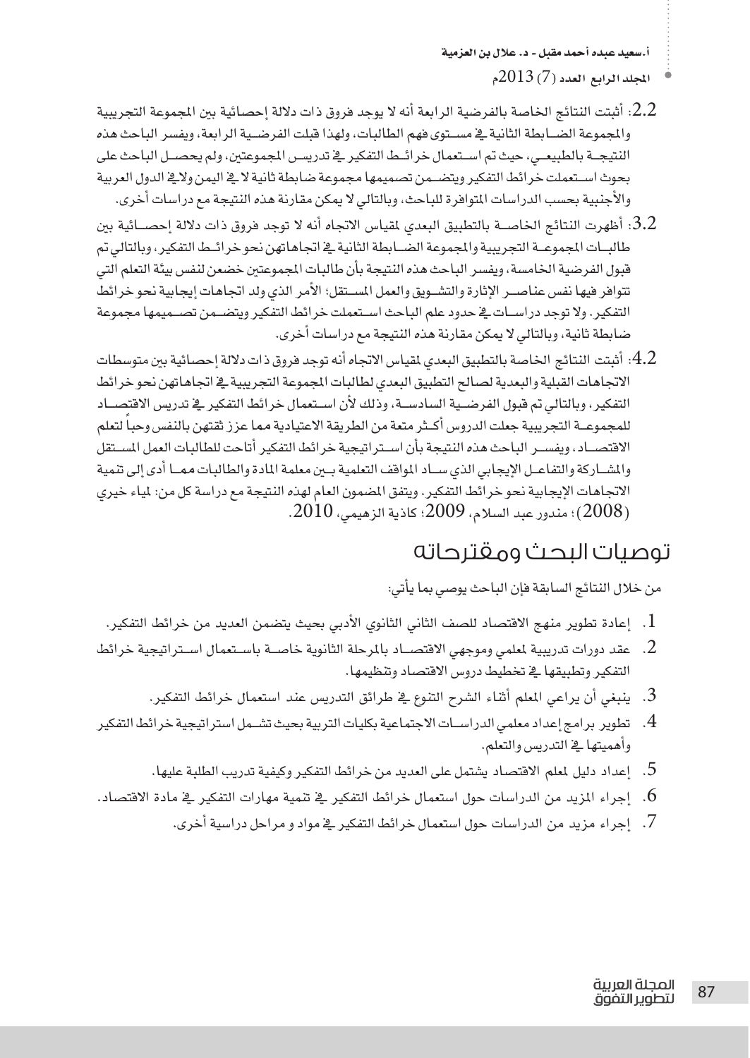2.2: أثبتت النتائج الخاصة بالفرضية الرابعة أنه لا يوجد فروق ذات دلالة إحصائية بين المجموعة التجريبية والمجموعة الضابطة الثانية في مستوى فهم الطالبات، ولهذا قبلت الفرضية الرابعة، ويفسر الباحث هذه النتيجة بالطبيعي، حيث تم استعمال خرائط التفكير في تدريس المجموعتين، ولم يحصل الباحث على بحوث استعملت خرائط التفكير ويتضمن تصميمها مجموعة ضابطة ثانية لا في اليمن ولا في الدول العربية والأجنبية بحسب الدراسات المتوافرة للباحث، وبالتالي لا يمكن مقارنة هذه النتيجة مع دراسات أخرى.

3.2: أظهرت النتائج الخاصة بالتطبيق البعدي لمقياس الاتجاه أنه لا توجد فروق ذات دلالة إحصائية بين طالبات المجموعة التجريبية والمجموعة الضابطة الثانية في اتجاهاتهن نحو خرائط التفكير، وبالتالي تم قبول الفرضية الخامسة، ويفسر الباحث هذه النتيجة بأن طالبات المجموعتين خضعن لنفس بيئة التعلم التي تتوافر فيها نفس عناصر الإثارة والتشويق والعمل المستقل؛ الأمر الذي ولد اتجاهات إيجابية نحو خرائط التفكير. ولا توجد دراسات في حدود علم الباحث استعملت خرائط التفكير ويتضمن تصميمها مجموعة ضابطة ثانية، وبالتالي لا يمكن مقارنة هذه النتيجة مع دراسات أخرى.

4.2: أثبتت النتائج الخاصة بالتطبيق البعدي لمقياس الاتجاه أنه توجد فروق ذات دلالة إحصائية بين متوسطات الاتجاهات القبلية والبعدية لصالح التطبيق البعدي لطالبات المجموعة التجريبية في اتجاهاتهن نحو خرائط التفكير، وبالتالي تم قبول الفرضية السادسة، وذلك لأن استعمال خرائط التفكير في تدريس الاقتصاد للمجموعة التجريبية جعلت الدروس أكثر متعة من الطريقة الاعتيادية مما عزز ثقتهن بالنفس وحباً لتعلم الاقتصاد، ويفسر الباحث هذه النتيجة بأن استراتيجية خرائط التفكير أتاحت للطالبات العمل المستقل والمشاركة والتفاعل الإيجابي الذي ساد المواقف التعلمية بين معلمة المادة والطالبات مما أدى إلى تنمية الاتجاهات الإيجابية نحو خرائط التفكير. ويتفق المضمون العام لهذه النتيجة مع دراسة كل من: لمياء خيري (2008)؛ مندور عبد السلام، 2009؛ كاذية الزهيمي، 2010.

## توصيات البحث ومقترحاته

من خلال النتائج السابقة فإن الباحث يوصي بما يأتي:

1. إعادة تطوير منهج الاقتصاد للصف الثاني الثانوي الأدبي بحيث يتضمن العديد من خرائط التفكير.
2. عقد دورات تدريبية لمعلمي وموجهي الاقتصاد بالمرحلة الثانوية خاصة باستعمال استراتيجية خرائط التفكير وتطبيقها في تخطيط دروس الاقتصاد وتنظيمها.
3. ينبغي أن يراعي المعلم أثناء الشرح التنوع في طرائق التدريس عند استعمال خرائط التفكير.
4. تطوير برامج إعداد معلمي الدراسات الاجتماعية بكليات التربية بحيث تشمل استراتيجية خرائط التفكير وأهميتها في التدريس والتعلم.
5. إعداد دليل لمعلم الاقتصاد يشتمل على العديد من خرائط التفكير وكيفية تدريب الطلبة عليها.
6. إجراء المزيد من الدراسات حول استعمال خرائط التفكير في تنمية مهارات التفكير في مادة الاقتصاد.
7. إجراء مزيد من الدراسات حول استعمال خرائط التفكير في مواد و مراحل دراسية أخرى.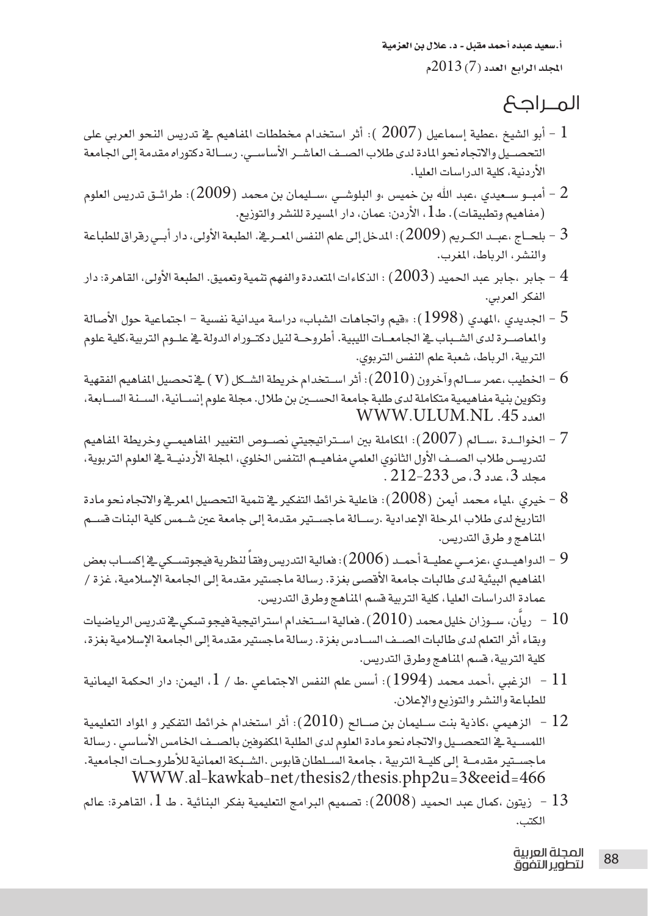# المــراجع

1 - أبو الشيخ ،عطية إسماعيل (2007 ): أثر استخدام مخططات المفاهيم في تدريس النحو العربي على التحصيل والاتجاه نحو المادة لدى طلاب الصف العاشر الأساسي. رسالة دكتوراه مقدمة إلى الجامعة الأردنية، كلية الدراسات العليا.

2 - أمبو سعيدي ،عبد الله بن خميس ،و البلوشي ،سليمان بن محمد (2009): طرائق تدريس العلوم (مفاهيم وتطبيقات). ط1، الأردن: عمان، دار المسيرة للنشر والتوزيع.

3 - بلحاج ،عبد الكريم (2009): المدخل إلى علم النفس المعرفي. الطبعة الأولى، دار أبي رقراق للطباعة والنشر، الرباط، المغرب.

4 - جابر ،جابر عبد الحميد (2003) : الذكاءات المتعددة والفهم تنمية وتعميق. الطبعة الأولى، القاهرة: دار الفكر العربي.

5 - الجديدي ،المهدي (1998): «قيم واتجاهات الشباب» دراسة ميدانية نفسية - اجتماعية حول الأصالة والمعاصرة لدى الشباب في الجامعات الليبية. أطروحة لنيل دكتوراه الدولة في علوم التربية،كلية علوم التربية، الرباط، شعبة علم النفس التربوي.

6 - الخطيب ،عمر سالم وآخرون (2010): أثر استخدام خريطة الشكل (V ) في تحصيل المفاهيم الفقهية وتكوين بنية مفاهيمية متكاملة لدى طلبة جامعة الحسين بن طلال. مجلة علوم إنسانية، السنة السابعة، العدد 45. WWW.ULUM.NL

7 - الخوالدة ،سالم (2007): المكاملة بين استراتيجيتي نصوص التغيير المفاهيمي وخريطة المفاهيم لتدريس طلاب الصف الأول الثانوي العلمي مفاهيم التنفس الخلوي، المجلة الأردنية في العلوم التربوية، مجلد 3، عدد 3، ص 233-212 .

8 - خيري ،ملياء محمد أيمن (2008): فاعلية خرائط التفكير في تنمية التحصيل المعرفي والاتجاه نحو مادة التاريخ لدى طلاب المرحلة الإعدادية .رسالة ماجستير مقدمة إلى جامعة عين شمس كلية البنات قسم المناهج و طرق التدريس.

9 - الدواهيدي ،عزمي عطية أحمد (2006): فعالية التدريس وفقاً لنظرية فيجوتسكي في إكساب بعض المفاهيم البيئية لدى طالبات جامعة الأقصى بغزة. رسالة ماجستير مقدمة إلى الجامعة الإسلامية، غزة / عمادة الدراسات العليا، كلية التربية قسم المناهج وطرق التدريس.

10 - ريَّان، سوزان خليل محمد (2010). فعالية استخدام استراتيجية فيجو تسكي في تدريس الرياضيات وبقاء أثر التعلم لدى طالبات الصف السادس بغزة. رسالة ماجستير مقدمة إلى الجامعة الإسلامية بغزة، كلية التربية، قسم المناهج وطرق التدريس.

11 - الزغبي ،أحمد محمد (1994): أسس علم النفس الاجتماعي .ط / 1، اليمن: دار الحكمة اليمانية للطباعة والنشر والتوزيع والإعلان.

12 - الزهيمي ،كاذية بنت سليمان بن صالح (2010): أثر استخدام خرائط التفكير و المواد التعليمية اللمسية في التحصيل والاتجاه نحو مادة العلوم لدى الطلبة المكفوفين بالصف الخامس الأساسي . رسالة ماجستير مقدمة إلى كلية التربية ، جامعة السلطان قابوس .الشبكة العمانية للأطروحات الجامعية. WWW.al-kawkab-net/thesis2/thesis.php2u=3&eeid=466

13 - زيتون ،كمال عبد الحميد (2008): تصميم البرامج التعليمية بفكر البنائية . ط 1، القاهرة: عالم الكتب.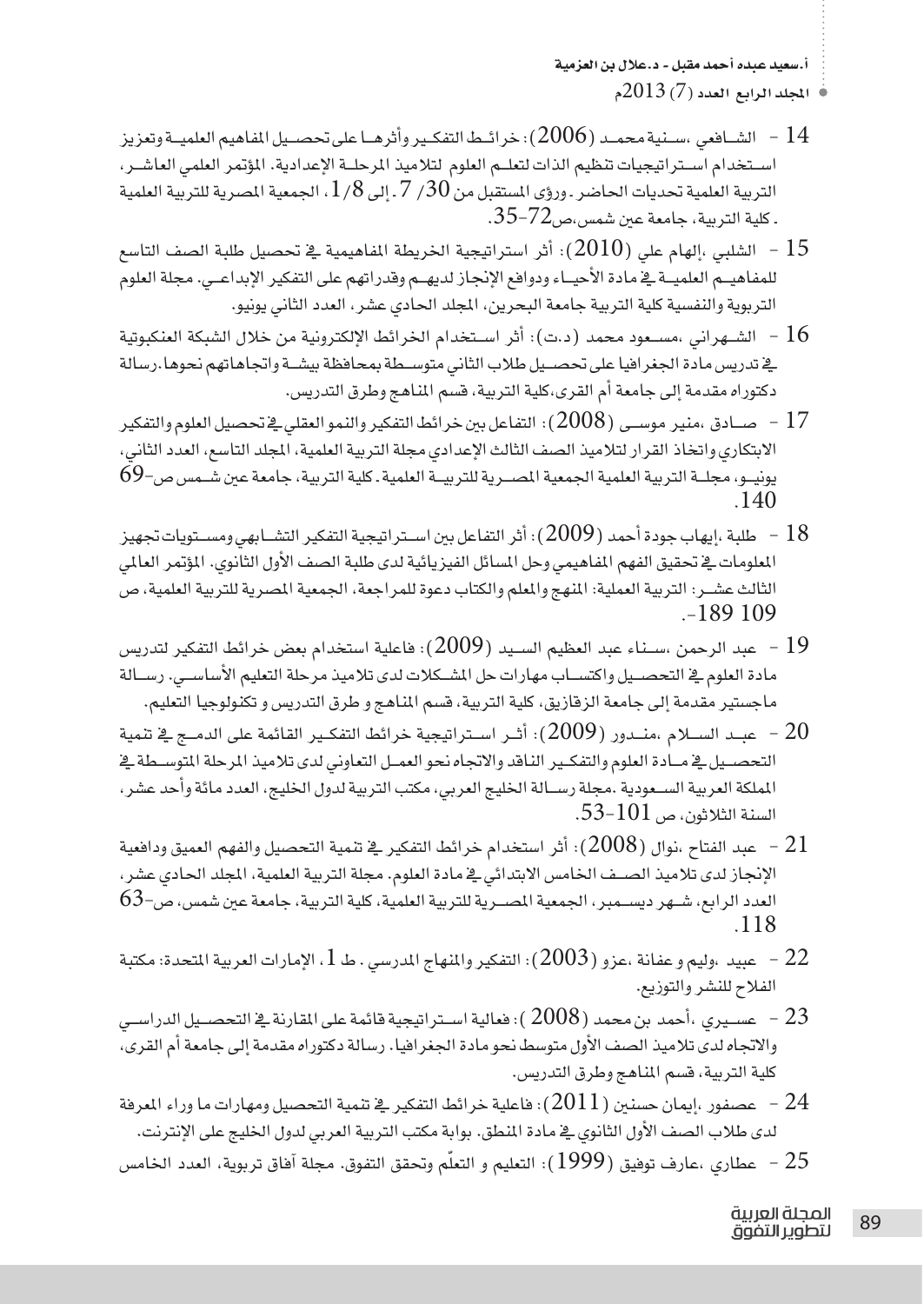14 - الشـافعي ،سـنية محمـد (2006): خرائـط التفكيـر وأثرهـا على تحصـيل المفاهيم العلميـة وتعزيز اسـتخدام اسـتراتيجيات تنظيم الذات لتعلـم العلوم لتلاميذ المرحلـة الإعدادية. المؤتمر العلمي العاشـر، التربية العلمية تحديات الحاضر ـ ورؤى المستقبل من 30/ 7 ـ إلى 1/8، الجمعية المصرية للتربية العلمية ـ كلية التربية، جامعة عين شمس،ص72-35.

15 - الشلبي ،إلهام علي (2010): أثر استراتيجية الخريطة المفاهيمية في تحصيل طلبة الصف التاسع للمفاهيـم العلميـة في مادة الأحيـاء ودوافع الإنجاز لديهـم وقدراتهم على التفكير الإبداعـي. مجلة العلوم التربوية والنفسية كلية التربية جامعة البحرين، المجلد الحادي عشر، العدد الثاني يونيو.

16 - الشـهراني ،مسـعود محمد (د.ت): أثر اسـتخدام الخرائط الإلكترونية من خلال الشبكة العنكبوتية في تدريس مادة الجغرافيا على تحصـيل طلاب الثاني متوسـطة بمحافظة بيشـة واتجاهاتهم نحوها.رسالة دكتوراه مقدمة إلى جامعة أم القرى،كلية التربية، قسم المناهج وطرق التدريس.

17 - صـادق ،منير موسـى (2008): التفاعل بين خرائط التفكير والنمو العقلي في تحصيل العلوم والتفكير الابتكاري واتخاذ القرار لتلاميذ الصف الثالث الإعدادي مجلة التربية العلمية، المجلد التاسع، العدد الثاني، يونيـو، مجلـة التربية العلمية الجمعية المصـرية للتربيـة العلمية ـ كلية التربية، جامعة عين شـمس ص-69 140.

18 - طلبة ،إيهاب جودة أحمد (2009): أثر التفاعل بين اسـتراتيجية التفكير التشـابهي ومسـتويات تجهيز المعلومات في تحقيق الفهم المفاهيمي وحل المسائل الفيزيائية لدى طلبة الصف الأول الثانوي. المؤتمر العالمي الثالث عشـر: التربية العملية: المنهج والمعلم والكتاب دعوة للمراجعة، الجمعية المصرية للتربية العلمية، ص 109 189-.

19 - عبد الرحمن ،سـناء عبد العظيم السـيد (2009): فاعلية استخدام بعض خرائط التفكير لتدريس مادة العلوم في التحصـيل واكتسـاب مهارات حل المشـكلات لدى تلاميذ مرحلة التعليم الأساسـي. رسـالة ماجستير مقدمة إلى جامعة الزقازيق، كلية التربية، قسم المناهج و طرق التدريس و تكنولوجيا التعليم.

20 - عبـد السـلام ،منـدور (2009): أثـر اسـتراتيجية خرائط التفكيـر القائمة على الدمـج في تنمية التحصـيل في مـادة العلوم والتفكيـر الناقد والاتجاه نحو العمـل التعاوني لدى تلاميذ المرحلة المتوسـطة في المملكة العربية السـعودية .مجلة رسـالة الخليج العربي، مكتب التربية لدول الخليج، العدد مائة وأحد عشر، السنة الثلاثون، ص 101-53.

21 - عبد الفتاح ،نوال (2008): أثر استخدام خرائط التفكير في تنمية التحصيل والفهم العميق ودافعية الإنجاز لدى تلاميذ الصـف الخامس الابتدائي في مادة العلوم. مجلة التربية العلمية، المجلد الحادي عشر، العدد الرابع، شـهر ديسـمبر، الجمعية المصـرية للتربية العلمية، كلية التربية، جامعة عين شمس، ص-63 118.

22 - عبيد ،وليم و عفانة ،عزو (2003): التفكير والمنهاج المدرسي ـ ط 1، الإمارات العربية المتحدة: مكتبة الفلاح للنشر والتوزيع.

23 - عسـيري ،أحمد بن محمد (2008 ): فعالية اسـتراتيجية قائمة على المقارنة في التحصـيل الدراسـي والاتجاه لدى تلاميذ الصف الأول متوسط نحو مادة الجغرافيا. رسالة دكتوراه مقدمة إلى جامعة أم القرى، كلية التربية، قسم المناهج وطرق التدريس.

24 - عصفور ،إيمان حسنين (2011): فاعلية خرائط التفكير في تنمية التحصيل ومهارات ما وراء المعرفة لدى طلاب الصف الأول الثانوي في مادة المنطق. بوابة مكتب التربية العربي لدول الخليج على الإنترنت.

25 - عطاري ،عارف توفيق (1999): التعليم و التعلّم وتحقق التفوق. مجلة آفاق تربوية، العدد الخامس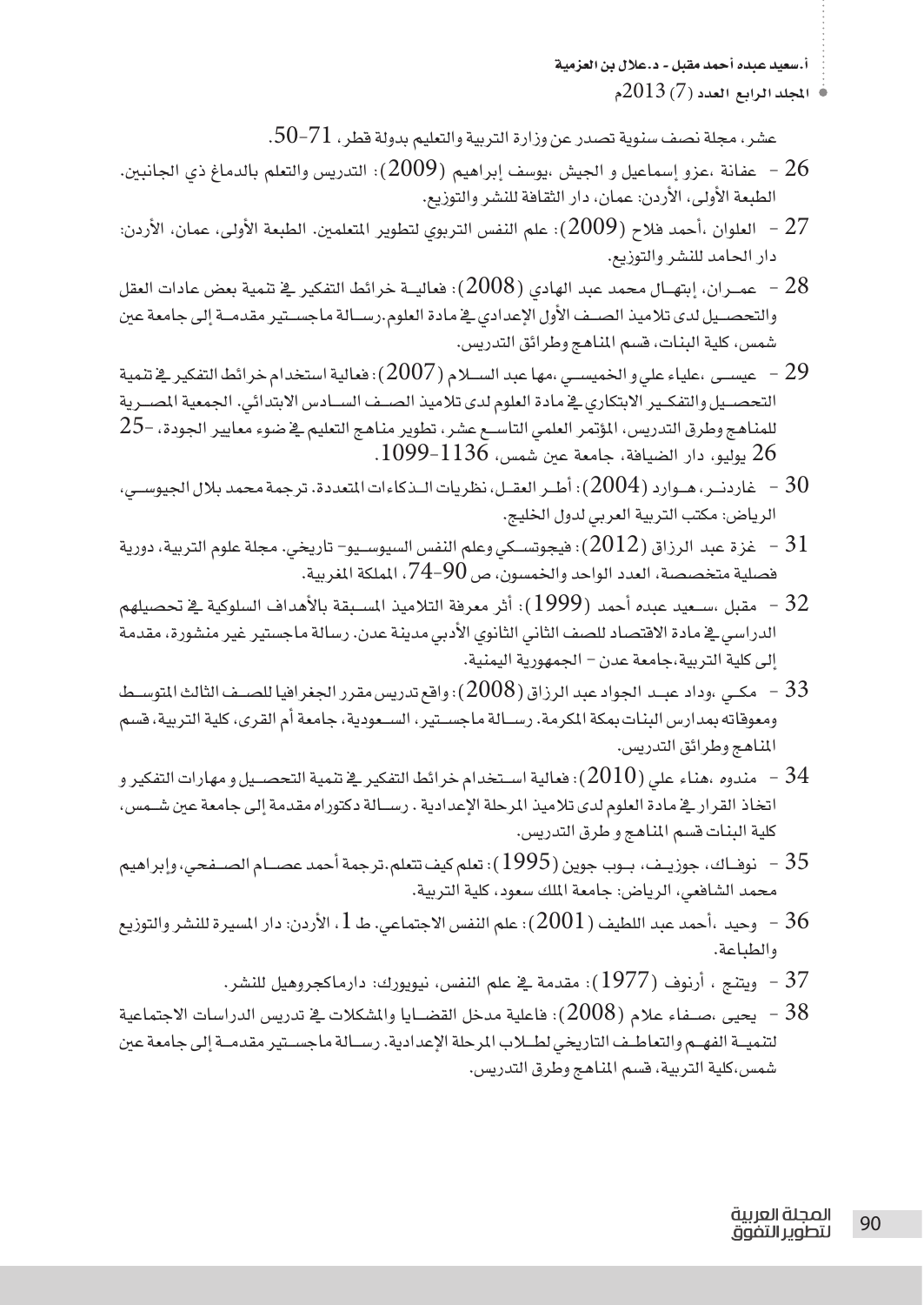عشر، مجلة نصف سنوية تصدر عن وزارة التربية والتعليم بدولة قطر، 71-50.

26 - عفانة ،عزو إسماعيل و الجيش ،يوسف إبراهيم (2009): التدريس والتعلم بالدماغ ذي الجانبين. الطبعة الأولى، الأردن: عمان، دار الثقافة للنشر والتوزيع.

27 - العلوان ،أحمد فلاح (2009): علم النفس التربوي لتطوير المتعلمين. الطبعة الأولى، عمان، الأردن: دار الحامد للنشر والتوزيع.

28 - عمـران، إبتهـال محمد عبد الهادي (2008): فعاليـة خرائط التفكير في تنمية بعض عادات العقل والتحصـيل لدى تلاميذ الصـف الأول الإعدادي في مادة العلوم.رسـالة ماجسـتير مقدمـة إلى جامعة عين شمس، كلية البنات، قسم المناهج وطرائق التدريس.

29 - عيسـى ،علياء علي و الخميسـي ،مها عبد السـلام (2007): فعالية استخدام خرائط التفكير في تنمية التحصـيل والتفكـير الابتكاري في مادة العلوم لدى تلاميذ الصـف السـادس الابتدائي. الجمعية المصـرية للمناهج وطرق التدريس، المؤتمر العلمي التاسـع عشر، تطوير مناهج التعليم في ضوء معايير الجودة، 25-26 يوليو، دار الضيافة، جامعة عين شمس، 1136-1099.

30 - غاردنـر، هـوارد (2004): أطـر العقـل، نظريات الـذكاءات المتعددة. ترجمة محمد بلال الجيوسـي، الرياض: مكتب التربية العربي لدول الخليج.

31 - غزة عبد الرزاق (2012): فيجوتسـكي وعلم النفس السيوسـيو- تاريخي. مجلة علوم التربية، دورية فصلية متخصصة، العدد الواحد والخمسون، ص 90-74، المملكة المغربية.

32 - مقبل ،سـعيد عبده أحمد (1999): أثر معرفة التلاميذ المسـبقة بالأهداف السلوكية في تحصيلهم الدراسي في مادة الاقتصاد للصف الثاني الثانوي الأدبي مدينة عدن. رسالة ماجستير غير منشورة، مقدمة إلى كلية التربية،جامعة عدن – الجمهورية اليمنية.

33 - مكـي ،وداد عبـد الجواد عبد الرزاق (2008): واقع تدريس مقرر الجغرافيا للصـف الثالث المتوسـط ومعوقاته بمدارس البنات بمكة المكرمة. رسـالة ماجسـتير، السـعودية، جامعة أم القرى، كلية التربية، قسم المناهج وطرائق التدريس.

34 - مندوه ،هناء علي (2010): فعالية اسـتخدام خرائط التفكير في تنمية التحصـيل و مهارات التفكير و اتخاذ القرار في مادة العلوم لدى تلاميذ المرحلة الإعدادية . رسـالة دكتوراه مقدمة إلى جامعة عين شـمس، كلية البنات قسم المناهج و طرق التدريس.

35 - نوفـاك، جوزيـف، بـوب جوين (1995): تعلم كيف تتعلم.ترجمة أحمد عصـام الصـفحي، وإبراهيم محمد الشافعي، الرياض: جامعة الملك سعود، كلية التربية.

36 - وحيد ،أحمد عبد اللطيف (2001): علم النفس الاجتماعي. ط 1، الأردن: دار المسيرة للنشر والتوزيع والطباعة.

37 - ويتنج ، أرنوف (1977): مقدمة في علم النفس، نيويورك: دارماكجروهيل للنشر.

38 - يحيى ،صـفاء علام (2008): فاعلية مدخل القضـايا والمشكلات في تدريس الدراسات الاجتماعية لتنميـة الفهـم والتعاطـف التاريخي لطـلاب المرحلة الإعدادية. رسـالة ماجسـتير مقدمـة إلى جامعة عين شمس،كلية التربية، قسم المناهج وطرق التدريس.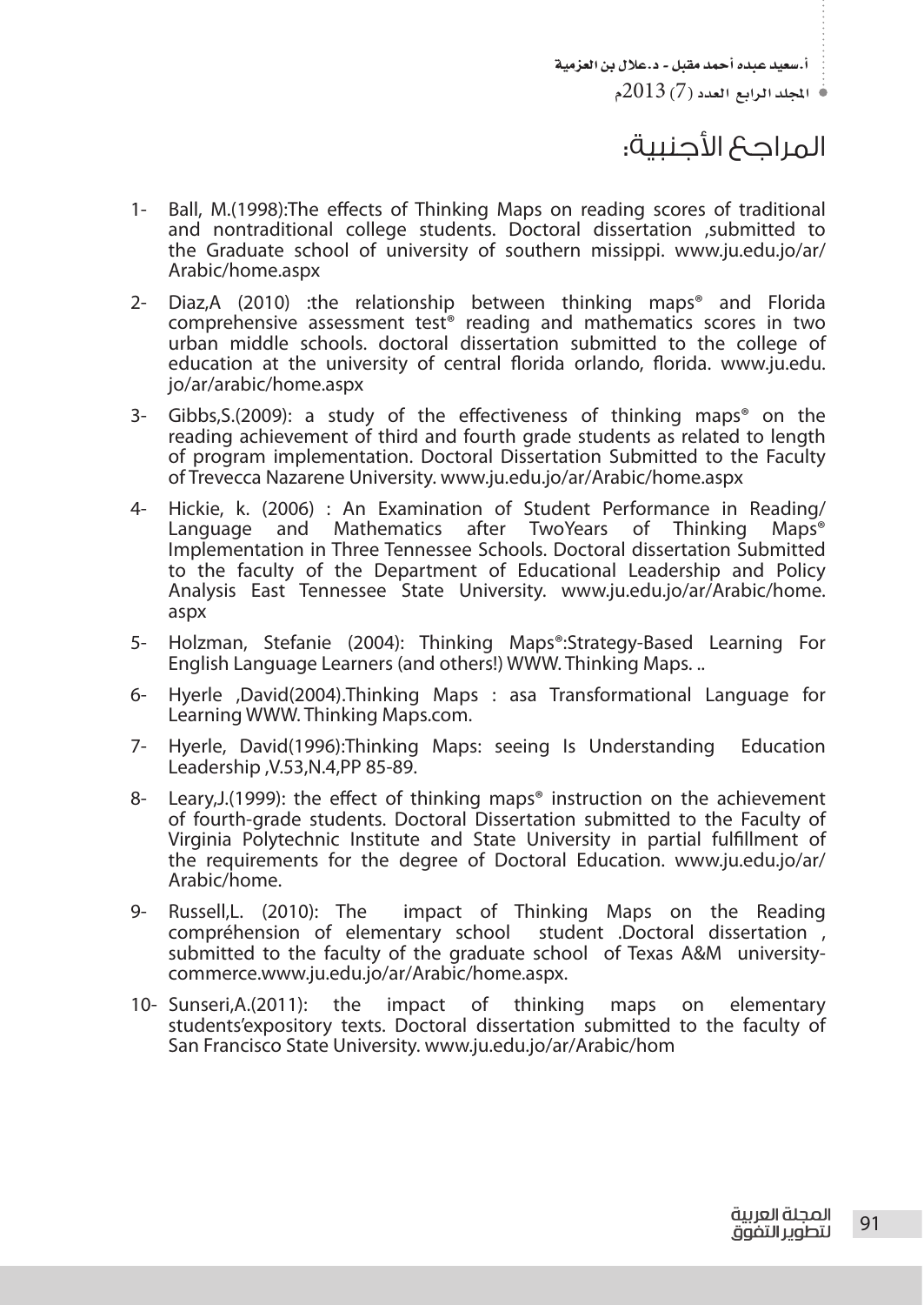## المراجع الأجنبية:

1- Ball, M.(1998):The effects of Thinking Maps on reading scores of traditional and nontraditional college students. Doctoral dissertation ,submitted to the Graduate school of university of southern missippi. www.ju.edu.jo/ar/Arabic/home.aspx

2- Diaz,A (2010) :the relationship between thinking maps® and Florida comprehensive assessment test® reading and mathematics scores in two urban middle schools. doctoral dissertation submitted to the college of education at the university of central florida orlando, florida. www.ju.edu.jo/ar/arabic/home.aspx

3- Gibbs,S.(2009): a study of the effectiveness of thinking maps® on the reading achievement of third and fourth grade students as related to length of program implementation. Doctoral Dissertation Submitted to the Faculty of Trevecca Nazarene University. www.ju.edu.jo/ar/Arabic/home.aspx

4- Hickie, k. (2006) : An Examination of Student Performance in Reading/ Language and Mathematics after TwoYears of Thinking Maps® Implementation in Three Tennessee Schools. Doctoral dissertation Submitted to the faculty of the Department of Educational Leadership and Policy Analysis East Tennessee State University. www.ju.edu.jo/ar/Arabic/home.aspx

5- Holzman, Stefanie (2004): Thinking Maps®:Strategy-Based Learning For English Language Learners (and others!) WWW. Thinking Maps. ..

6- Hyerle ,David(2004).Thinking Maps : asa Transformational Language for Learning WWW. Thinking Maps.com.

7- Hyerle, David(1996):Thinking Maps: seeing Is Understanding Education Leadership ,V.53,N.4,PP 85-89.

8- Leary,J.(1999): the effect of thinking maps® instruction on the achievement of fourth-grade students. Doctoral Dissertation submitted to the Faculty of Virginia Polytechnic Institute and State University in partial fulfillment of the requirements for the degree of Doctoral Education. www.ju.edu.jo/ar/Arabic/home.

9- Russell,L. (2010): The impact of Thinking Maps on the Reading compréhension of elementary school student .Doctoral dissertation , submitted to the faculty of the graduate school of Texas A&M university-commerce.www.ju.edu.jo/ar/Arabic/home.aspx.

10- Sunseri,A.(2011): the impact of thinking maps on elementary students'expository texts. Doctoral dissertation submitted to the faculty of San Francisco State University. www.ju.edu.jo/ar/Arabic/hom